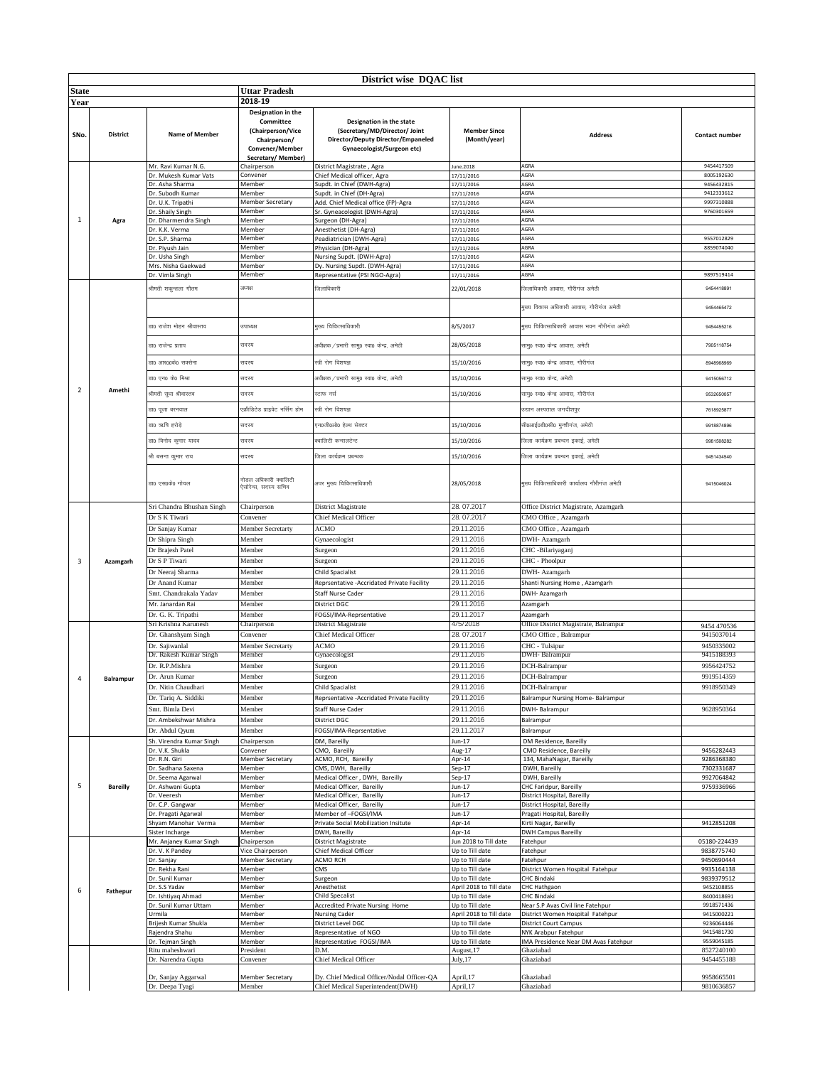# District wise DQAC list

| State | | Uttar Pradesh | | | | | |
|---|---|---|---|---|---|---|---|
| Year | | 2018-19 | | | | | |
| SNo. | District | Name of Member | Designation in the Committee (Chairperson/Vice Chairperson/ Convener/Member Secretary/ Member) | Designation in the state (Secretary/MD/Director/ Joint Director/Deputy Director/Empaneled Gynaecologist/Surgeon etc) | Member Since (Month/year) | Address | Contact number |
| 1 | Agra | Mr. Ravi Kumar N.G. | Chairperson | District Magistrate , Agra | June.2018 | AGRA | 9454417509 |
| | | Dr. Mukesh Kumar Vats | Convener | Chief Medical officer, Agra | 17/11/2016 | AGRA | 8005192630 |
| | | Dr. Asha Sharma | Member | Supdt. in Chief (DWH-Agra) | 17/11/2016 | AGRA | 9456432815 |
| | | Dr. Subodh Kumar | Member | Supdt. in Chief (DH-Agra) | 17/11/2016 | AGRA | 9412333612 |
| | | Dr. U.K. Tripathi | Member Secretary | Add. Chief Medical office (FP)-Agra | 17/11/2016 | AGRA | 9997310888 |
| | | Dr. Shaily Singh | Member | Sr. Gyneacologist (DWH-Agra) | 17/11/2016 | AGRA | 9760301659 |
| | | Dr. Dharmendra Singh | Member | Surgeon (DH-Agra) | 17/11/2016 | AGRA | |
| | | Dr. K.K. Verma | Member | Anesthetist (DH-Agra) | 17/11/2016 | AGRA | |
| | | Dr. S.P. Sharma | Member | Peadiatrician (DWH-Agra) | 17/11/2016 | AGRA | 9557012829 |
| | | Dr. Piyush Jain | Member | Physician (DH-Agra) | 17/11/2016 | AGRA | 8859074040 |
| | | Dr. Usha Singh | Member | Nursing Supdt. (DWH-Agra) | 17/11/2016 | AGRA | |
| | | Mrs. Nisha Gaekwad | Member | Dy. Nursing Supdt. (DWH-Agra) | 17/11/2016 | AGRA | |
| | | Dr. Vimla Singh | Member | Representative (PSI NGO-Agra) | 17/11/2016 | AGRA | 9897519414 |
| 2 | Amethi | श्रीमती शकुन्तला गौतम | अध्यक्ष | जिलाधिकारी | 22/01/2018 | जिलाधिकारी आवास, गौरीगंज अमेठी | 9454418891 |
| | | | | | | मुख्य विकास अधिकारी आवास, गौरीगंज अमेठी | 9454465472 |
| | | डा0 राजेश मोहन श्रीवास्तव | उपाध्यक्ष | मुख्य चिकित्साधिकारी | 8/5/2017 | मुख्य चिकित्साधिकारी आवास भवन गौरीगंज अमेठी | 9454455216 |
| | | डा0 राजेन्द्र प्रताप | सदस्य | अधीक्षक / प्रभारी सामु0 स्वा0 केन्द्र, अमेठी | 28/05/2018 | सामु0 स्वा0 केन्द्र आवास, अमेठी | 7905118754 |
| | | डा0 आर0आर0 सक्सेना | सदस्य | स्त्री रोग विशषज्ञ | 15/10/2016 | सामु0 स्वा0 केन्द्र आवास, गौरीगंज | 8948968969 |
| | | डा0 एन0 के0 मिश्रा | सदस्य | अधीक्षक / प्रभारी सामु0 स्वा0 केन्द्र, अमेठी | 15/10/2016 | सामु0 स्वा0 केन्द्र, अमेठी | 9415056712 |
| | | श्रीमती सुधा श्रीवास्तव | सदस्य | स्टाफ नर्स | 15/10/2016 | सामु0 स्वा0 केन्द्र आवास, गौरीगंज | 9532650057 |
| | | डा0 पूजा बरनवाल | एक्रीडिटेड प्राइवेट नर्सिंग होम | स्त्री रोग विशषज्ञ | | उद्यान अस्पताल जगदीशपुर | 7618925877 |
| | | डा0 ऋषि हरोडे | सदस्य | एन0जी0ओ0 हेल्थ सेक्टर | 15/10/2016 | पी0आई0डी0सी0 मुन्शीगंज, अमेठी | 9918874896 |
| | | डा0 विनोद कुमार यादव | सदस्य | क्वालिटी कन्सलटेन्ट | 15/10/2016 | जिला कार्यक्रम प्रबन्धन इकाई, अमेठी | 9981508282 |
| | | श्री बसन्त कुमार राय | सदस्य | जिला कार्यक्रम प्रबन्धक | 15/10/2016 | जिला कार्यक्रम प्रबन्धन इकाई, अमेठी | 9451434540 |
| | | डा0 एस0के0 गोयल | नोडल अधिकारी क्वालिटी ऐसोरेन्स, सदस्य सचिव | अपर मुख्य चिकित्साधिकारी | 28/05/2018 | मुख्य चिकित्साधिकारी कार्यालय गौरीगंज अमेठी | 9415046024 |
| 3 | Azamgarh | Sri Chandra Bhushan Singh | Chairperson | District Magistrate | 28. 07.2017 | Office District Magistrate, Azamgarh | |
| | | Dr S K Tiwari | Convener | Chief Medical Officer | 28. 07.2017 | CMO Office , Azamgarh | |
| | | Dr Sanjay Kumar | Member Secretarty | ACMO | 29.11.2016 | CMO Office , Azamgarh | |
| | | Dr Shipra Singh | Member | Gynaecologist | 29.11.2016 | DWH- Azamgarh | |
| | | Dr Brajesh Patel | Member | Surgeon | 29.11.2016 | CHC -Bilariyaganj | |
| | | Dr S P Tiwari | Member | Surgeon | 29.11.2016 | CHC - Phoolpur | |
| | | Dr Neeraj Sharma | Member | Child Spacialist | 29.11.2016 | DWH- Azamgarh | |
| | | Dr Anand Kumar | Member | Reprsentative -Accridated Private Facility | 29.11.2016 | Shanti Nursing Home , Azamgarh | |
| | | Smt. Chandrakala Yadav | Member | Staff Nurse Cader | 29.11.2016 | DWH- Azamgarh | |
| | | Mr. Janardan Rai | Member | District DGC | 29.11.2016 | Azamgarh | |
| | | Dr. G. K. Tripathi | Member | FOGSI/IMA-Reprsentative | 29.11.2017 | Azamgarh | |
| 4 | Balrampur | Sri Krishna Karunesh | Chairperson | District Magistrate | 4/5/2018 | Office District Magistrate, Balrampur | 9454 470536 |
| | | Dr. Ghanshyam Singh | Convener | Chief Medical Officer | 28. 07.2017 | CMO Office , Balrampur | 9415037014 |
| | | Dr. Sajiwanlal | Member Secretarty | ACMO | 29.11.2016 | CHC - Tulsipur | 9450335002 |
| | | Dr. Rakesh Kumar Singh | Member | Gynaecologist | 29.11.2016 | DWH- Balrampur | 9415188393 |
| | | Dr. R.P.Mishra | Member | Surgeon | 29.11.2016 | DCH-Balrampur | 9956424752 |
| | | Dr. Arun Kumar | Member | Surgeon | 29.11.2016 | DCH-Balrampur | 9919514359 |
| | | Dr. Nitin Chaudhari | Member | Child Spacialist | 29.11.2016 | DCH-Balrampur | 9918950349 |
| | | Dr. Tariq A. Siddiki | Member | Reprsentative -Accridated Private Facility | 29.11.2016 | Balrampur Nursing Home- Balrampur | |
| | | Smt. Bimla Devi | Member | Staff Nurse Cader | 29.11.2016 | DWH- Balrampur | 9628950364 |
| | | Dr. Ambekshwar Mishra | Member | District DGC | 29.11.2016 | Balrampur | |
| | | Dr. Abdul Qyum | Member | FOGSI/IMA-Reprsentative | 29.11.2017 | Balrampur | |
| 5 | Bareilly | Sh. Virendra Kumar Singh | Chairperson | DM, Bareilly | Jun-17 | DM Residence, Bareilly | |
| | | Dr. V.K. Shukla | Convener | CMO, Bareilly | Aug-17 | CMO Residence, Bareilly | 9456282443 |
| | | Dr. R.N. Giri | Member Secretary | ACMO, RCH, Bareilly | Apr-14 | 134, MahaNagar, Bareilly | 9286368380 |
| | | Dr. Sadhana Saxena | Member | CMS, DWH, Bareilly | Sep-17 | DWH, Bareilly | 7302331687 |
| | | Dr. Seema Agarwal | Member | Medical Officer , DWH, Bareilly | Sep-17 | DWH, Bareilly | 9927064842 |
| | | Dr. Ashwani Gupta | Member | Medical Officer, Bareilly | Jun-17 | CHC Faridpur, Bareilly | 9759336966 |
| | | Dr. Veeresh | Member | Medical Officer, Bareilly | Jun-17 | District Hospital, Bareilly | |
| | | Dr. C.P. Gangwar | Member | Medical Officer, Bareilly | Jun-17 | District Hospital, Bareilly | |
| | | Dr. Pragati Agarwal | Member | Member of –FOGSI/IMA | Jun-17 | Pragati Hospital, Bareilly | |
| | | Shyam Manohar Verma | Member | Private Social Mobilization Insitute | Apr-14 | Kirti Nagar, Bareilly | 9412851208 |
| | | Sister Incharge | Member | DWH, Bareilly | Apr-14 | DWH Campus Bareilly | |
| 6 | Fathepur | Mr. Anjaney Kumar Singh | Chairperson | District Magistrate | Jun 2018 to Till date | Fatehpur | 05180-224439 |
| | | Dr. V. K Pandey | Vice Chairperson | Chief Medical Officer | Up to Till date | Fatehpur | 9838775740 |
| | | Dr. Sanjay | Member Secretary | ACMO RCH | Up to Till date | Fatehpur | 9450690444 |
| | | Dr. Rekha Rani | Member | CMS | Up to Till date | District Women Hospital Fatehpur | 9935164138 |
| | | Dr. Sunil Kumar | Member | Surgeon | Up to Till date | CHC Bindaki | 9839379512 |
| | | Dr. S.S Yadav | Member | Anesthetist | April 2018 to Till date | CHC Hathgaon | 9452108855 |
| | | Dr. Ishtiyaq Ahmad | Member | Child Specalist | Up to Till date | CHC Bindaki | 8400418691 |
| | | Dr. Sunil Kumar Uttam | Member | Accredited Private Nursing Home | Up to Till date | Near S.P Avas Civil line Fatehpur | 9918571436 |
| | | Urmila | Member | Nursing Cader | April 2018 to Till date | District Women Hospital Fatehpur | 9415000221 |
| | | Brijesh Kumar Shukla | Member | District Level DGC | Up to Till date | District Court Campus | 9236064446 |
| | | Rajendra Shahu | Member | Representative of NGO | Up to Till date | NYK Arabpur Fatehpur | 9415481730 |
| | | Dr. Tejman Singh | Member | Representative FOGSI/IMA | Up to Till date | IMA Presidence Near DM Avas Fatehpur | 9559045185 |
| | | Ritu maheshwari | President | D.M. | August,17 | Ghaziabad | 8527240100 |
| | | Dr. Narendra Gupta | Convener | Chief Medical Officer | July,17 | Ghaziabad | 9454455188 |
| | | Dr, Sanjay Aggarwal | Member Secretary | Dy. Chief Medical Officer/Nodal Officer-QA | April,17 | Ghaziabad | 9958665501 |
| | | Dr. Deepa Tyagi | Member | Chief Medical Superintendent(DWH) | April,17 | Ghaziabad | 9810636857 |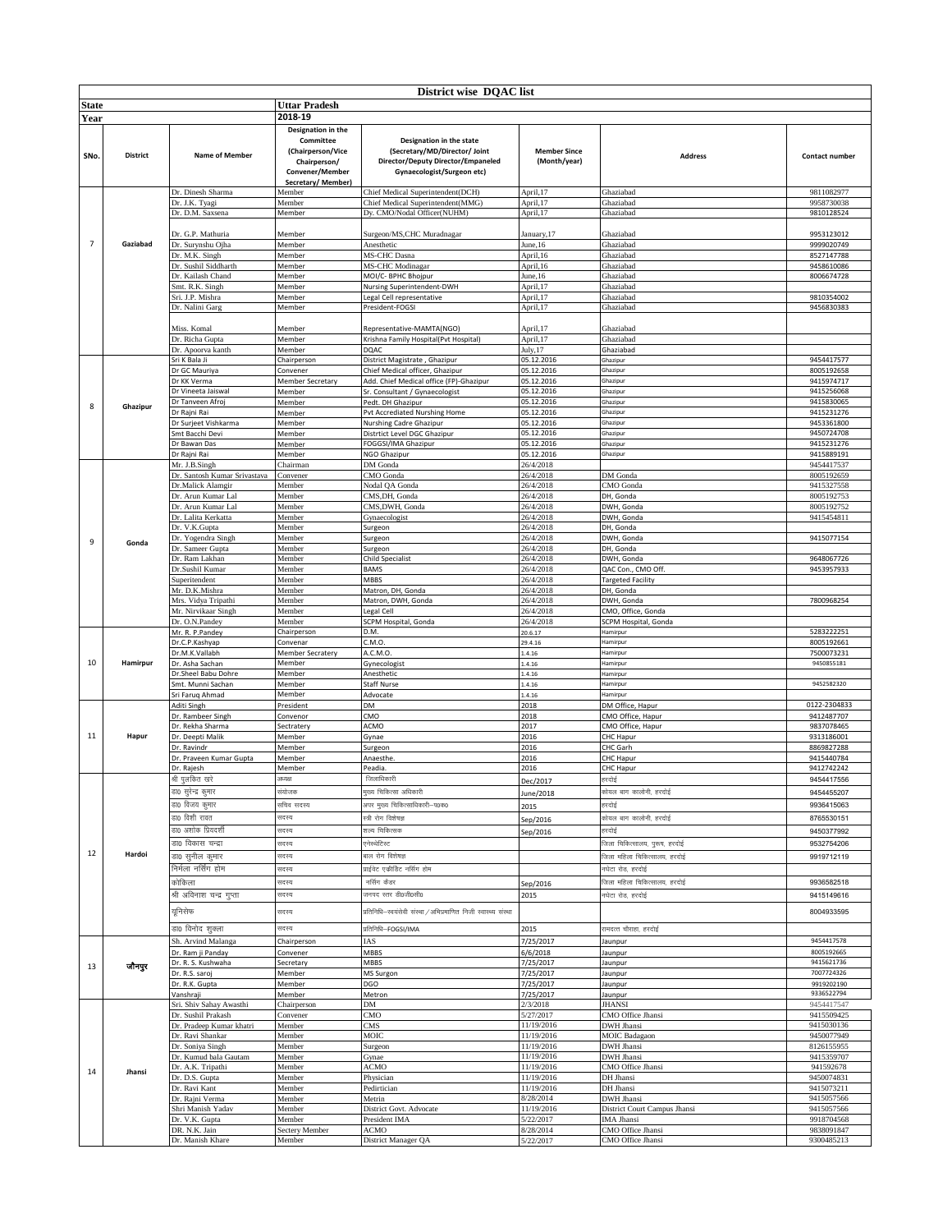# District wise DQAC list

| State | | Uttar Pradesh | | | | | |
|---|---|---|---|---|---|---|---|
| Year | | 2018-19 | | | | | |
| SNo. | District | Name of Member | Designation in the Committee (Chairperson/Vice Chairperson/ Convener/Member Secretary/ Member) | Designation in the state (Secretary/MD/Director/ Joint Director/Deputy Director/Empaneled Gynaecologist/Surgeon etc) | Member Since (Month/year) | Address | Contact number |
| 7 | Gaziabad | Dr. Dinesh Sharma | Member | Chief Medical Superintendent(DCH) | April,17 | Ghaziabad | 9811082977 |
| | | Dr. J.K. Tyagi | Member | Chief Medical Superintendent(MMG) | April,17 | Ghaziabad | 9958730038 |
| | | Dr. D.M. Saxsena | Member | Dy. CMO/Nodal Officer(NUHM) | April,17 | Ghaziabad | 9810128524 |
| | | Dr. G.P. Mathuria | Member | Surgeon/MS,CHC Muradnagar | January,17 | Ghaziabad | 9953123012 |
| | | Dr. Surynshu Ojha | Member | Anesthetic | June,16 | Ghaziabad | 9999020749 |
| | | Dr. M.K. Singh | Member | MS-CHC Dasna | April,16 | Ghaziabad | 8527147788 |
| | | Dr. Sushil Siddharth | Member | MS-CHC Modinagar | April,16 | Ghaziabad | 9458610086 |
| | | Dr. Kailash Chand | Member | MOI/C- BPHC Bhojpur | June,16 | Ghaziabad | 8006674728 |
| | | Smt. R.K. Singh | Member | Nursing Superintendent-DWH | April,17 | Ghaziabad | |
| | | Sri. J.P. Mishra | Member | Legal Cell representative | April,17 | Ghaziabad | 9810354002 |
| | | Dr. Nalini Garg | Member | President-FOGSI | April,17 | Ghaziabad | 9456830383 |
| | | Miss. Komal | Member | Representative-MAMTA(NGO) | April,17 | Ghaziabad | |
| | | Dr. Richa Gupta | Member | Krishna Family Hospital(Pvt Hospital) | April,17 | Ghaziabad | |
| | | Dr. Apoorva kanth | Member | DQAC | July,17 | Ghaziabad | |
| 8 | Ghazipur | Sri K Bala Ji | Chairperson | District Magistrate , Ghazipur | 05.12.2016 | Ghazipur | 9454417577 |
| | | Dr GC Mauriya | Convener | Chief Medical officer, Ghazipur | 05.12.2016 | Ghazipur | 8005192658 |
| | | Dr KK Verma | Member Secretary | Add. Chief Medical office (FP)-Ghazipur | 05.12.2016 | Ghazipur | 9415974717 |
| | | Dr Vineeta Jaiswal | Member | Sr. Consultant / Gynaecologist | 05.12.2016 | Ghazipur | 9415256068 |
| | | Dr Tanveen Afroj | Member | Pedt. DH Ghazipur | 05.12.2016 | Ghazipur | 9415830065 |
| | | Dr Rajni Rai | Member | Pvt Accrediated Nurshing Home | 05.12.2016 | Ghazipur | 9415231276 |
| | | Dr Surjeet Vishkarma | Member | Nurshing Cadre Ghazipur | 05.12.2016 | Ghazipur | 9453361800 |
| | | Smt Bacchi Devi | Member | Distrtict Level DGC Ghazipur | 05.12.2016 | Ghazipur | 9450724708 |
| | | Dr Bawan Das | Member | FOGGSI/IMA Ghazipur | 05.12.2016 | Ghazipur | 9415231276 |
| | | Dr Rajni Rai | Member | NGO Ghazipur | 05.12.2016 | Ghazipur | 9415889191 |
| 9 | Gonda | Mr. J.B.Singh | Chairman | DM Gonda | 26/4/2018 | | 9454417537 |
| | | Dr. Santosh Kumar Srivastava | Convener | CMO Gonda | 26/4/2018 | DM Gonda | 8005192659 |
| | | Dr.Malick Alamgir | Member | Nodal QA Gonda | 26/4/2018 | CMO Gonda | 9415327558 |
| | | Dr. Arun Kumar Lal | Member | CMS,DH, Gonda | 26/4/2018 | DH, Gonda | 8005192753 |
| | | Dr. Arun Kumar Lal | Member | CMS,DWH, Gonda | 26/4/2018 | DWH, Gonda | 8005192752 |
| | | Dr. Lalita Kerkatta | Member | Gynaecologist | 26/4/2018 | DWH, Gonda | 9415454811 |
| | | Dr. V.K.Gupta | Member | Surgeon | 26/4/2018 | DH, Gonda | |
| | | Dr. Yogendra Singh | Member | Surgeon | 26/4/2018 | DWH, Gonda | 9415077154 |
| | | Dr. Sameer Gupta | Member | Surgeon | 26/4/2018 | DH, Gonda | |
| | | Dr. Ram Lakhan | Member | Child Specialist | 26/4/2018 | DWH, Gonda | 9648067726 |
| | | Dr.Sushil Kumar | Member | BAMS | 26/4/2018 | QAC Con., CMO Off. | 9453957933 |
| | | Superitendent | Member | MBBS | 26/4/2018 | Targeted Facility | |
| | | Mr. D.K.Mishra | Member | Matron, DH, Gonda | 26/4/2018 | DH, Gonda | |
| | | Mrs. Vidya Tripathi | Member | Matron, DWH, Gonda | 26/4/2018 | DWH, Gonda | 7800968254 |
| | | Mr. Nirvikaar Singh | Member | Legal Cell | 26/4/2018 | CMO, Office, Gonda | |
| | | Dr. O.N.Pandey | Member | SCPM Hospital, Gonda | 26/4/2018 | SCPM Hospital, Gonda | |
| 10 | Hamirpur | Mr. R. P.Pandey | Chairperson | D.M. | 20.6.17 | Hamirpur | 5283222251 |
| | | Dr.C.P.Kashyap | Convenar | C.M.O. | 29.4.16 | Hamirpur | 8005192661 |
| | | Dr.M.K.Vallabh | Member Secratery | A.C.M.O. | 1.4.16 | Hamirpur | 7500073231 |
| | | Dr. Asha Sachan | Member | Gynecologist | 1.4.16 | Hamirpur | 9450855181 |
| | | Dr.Sheel Babu Dohre | Member | Anesthetic | 1.4.16 | Hamirpur | |
| | | Smt. Munni Sachan | Member | Staff Nurse | 1.4.16 | Hamirpur | 9452582320 |
| | | Sri Faruq Ahmad | Member | Advocate | 1.4.16 | Hamirpur | |
| 11 | Hapur | Aditi Singh | President | DM | 2018 | DM Office, Hapur | 0122-2304833 |
| | | Dr. Rambeer Singh | Convenor | CMO | 2018 | CMO Office, Hapur | 9412487707 |
| | | Dr. Rekha Sharma | Sectratery | ACMO | 2017 | CMO Office, Hapur | 9837078465 |
| | | Dr. Deepti Malik | Member | Gynae | 2016 | CHC Hapur | 9313186001 |
| | | Dr. Ravindr | Member | Surgeon | 2016 | CHC Garh | 8869827288 |
| | | Dr. Praveen Kumar Gupta | Member | Anaesthe. | 2016 | CHC Hapur | 9415440784 |
| | | Dr. Rajesh | Member | Peadia. | 2016 | CHC Hapur | 9412742242 |
| 12 | Hardoi | श्री पुलकित खरे | अध्यक्ष | जिलाधिकारी | Dec/2017 | हरदोई | 9454417556 |
| | | डा0 सुरेन्द्र कुमार | संयोजक | मुख्य चिकित्सा अधिकारी | June/2018 | कोयल बाग कालोनी, हरदोई | 9454455207 |
| | | डा0 विजय कुमार | सचिव सदस्य | अपर मुख्य चिकित्साधिकारी–प0क0 | 2015 | हरदोई | 9936415063 |
| | | डा0 विशी रावत | सदस्य | स्त्री रोग विशेषज्ञ | Sep/2016 | कोयल बाग कालोनी, हरदोई | 8765530151 |
| | | डा0 अशोक प्रियदर्शी | सदस्य | शल्य चिकित्सक | Sep/2016 | हरदोई | 9450377992 |
| | | डा0 विकास चन्द्रा | सदस्य | एनेस्थेटिस्ट | | जिला चिकित्सालय, पुरूष, हरदोई | 9532754206 |
| | | डा0 सुनील कुमार | सदस्य | बाल रोग विशेषज्ञ | | जिला महिला चिकित्सालय, हरदोई | 9919712119 |
| | | निर्मला नर्सिंग होम | सदस्य | प्राईवेट एकीडेट नर्सिंग होम | | नघेटा रोड, हरदोई | |
| | | कोकिला | सदस्य | नर्सिंग कैडर | Sep/2016 | जिला महिला चिकित्सालय, हरदोई | 9936582518 |
| | | श्री अविनाश चन्द्र गुप्ता | सदस्य | जनपद स्तर डी0जी0सी0 | 2015 | नघेटा रोड, हरदोई | 9415149616 |
| | | यूनिसेफ | सदस्य | प्रतिनिधि–स्वयंसेवी संस्था/अभिप्रमाणित निजी स्वास्थ्य संस्था | | | 8004933595 |
| | | डा0 विनोद शुक्ला | सदस्य | प्रतिनिधि–FOGSI/IMA | 2015 | रामदत्त चौराहा, हरदोई | |
| 13 | जौनपुर | Sh. Arvind Malanga | Chairperson | IAS | 7/25/2017 | Jaunpur | 9454417578 |
| | | Dr. Ram ji Panday | Convener | MBBS | 6/6/2018 | Jaunpur | 8005192665 |
| | | Dr. R. S. Kushwaha | Secretary | MBBS | 7/25/2017 | Jaunpur | 9415621736 |
| | | Dr. R.S. saroj | Member | MS Surgon | 7/25/2017 | Jaunpur | 7007724326 |
| | | Dr. R.K. Gupta | Member | DGO | 7/25/2017 | Jaunpur | 9919202190 |
| | | Vanshraji | Member | Metron | 7/25/2017 | Jaunpur | 9336522794 |
| 14 | Jhansi | Sri. Shiv Sahay Awasthi | Chairperson | DM | 2/3/2018 | JHANSI | 9454417547 |
| | | Dr. Sushil Prakash | Convener | CMO | 5/27/2017 | CMO Office Jhansi | 9415509425 |
| | | Dr. Pradeep Kumar khatri | Member | CMS | 11/19/2016 | DWH Jhansi | 9415030136 |
| | | Dr. Ravi Shankar | Member | MOIC | 11/19/2016 | MOIC Badagaon | 9450077949 |
| | | Dr. Soniya Singh | Member | Surgeon | 11/19/2016 | DWH Jhansi | 8126155955 |
| | | Dr. Kumud bala Gautam | Member | Gynae | 11/19/2016 | DWH Jhansi | 9415359707 |
| | | Dr. A.K. Tripathi | Member | ACMO | 11/19/2016 | CMO Office Jhansi | 941592678 |
| | | Dr. D.S. Gupta | Member | Physician | 11/19/2016 | DH Jhansi | 9450074831 |
| | | Dr. Ravi Kant | Member | Pedirtician | 11/19/2016 | DH Jhansi | 9415073211 |
| | | Dr. Rajni Verma | Member | Metrin | 8/28/2014 | DWH Jhansi | 9415057566 |
| | | Shri Manish Yadav | Member | District Govt. Advocate | 11/19/2016 | District Court Campus Jhansi | 9415057566 |
| | | Dr. V.K. Gupta | Member | President IMA | 5/22/2017 | IMA Jhansi | 9918704568 |
| | | DR. N.K. Jain | Sectery Member | ACMO | 8/28/2014 | CMO Office Jhansi | 9838091847 |
| | | Dr. Manish Khare | Member | District Manager QA | 5/22/2017 | CMO Office Jhansi | 9300485213 |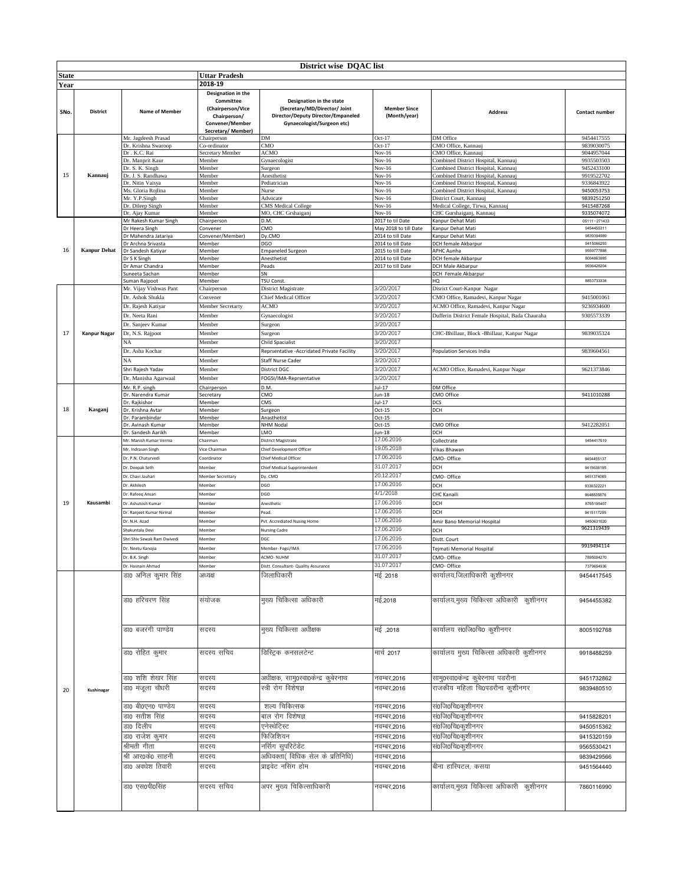# District wise DQAC list

| State | | Uttar Pradesh | | | | | |
|---|---|---|---|---|---|---|---|
| **Year** | | **2018-19** | | | | | |
| **SNo.** | **District** | **Name of Member** | **Designation in the Committee (Chairperson/Vice Chairperson/ Convener/Member Secretary/ Member)** | **Designation in the state (Secretary/MD/Director/ Joint Director/Deputy Director/Empaneled Gynaecologist/Surgeon etc)** | **Member Since (Month/year)** | **Address** | **Contact number** |
| 15 | Kannauj | Mr. Jagdeesh Prasad | Chairperson | DM | Oct-17 | DM Office | 9454417555 |
| | | Dr. Krishna Swaroop | Co-ordinator | CMO | Oct-17 | CMO Office, Kannauj | 9839030075 |
| | | Dr . K.C. Rai | Secretary Member | ACMO | Nov-16 | CMO Office, Kannauj | 9044957044 |
| | | Dr. Manprit Kaur | Member | Gynaecologist | Nov-16 | Combined District Hospital, Kannauj | 9935503503 |
| | | Dr. S. K. Singh | Member | Surgeon | Nov-16 | Combined District Hospital, Kannauj | 9452433100 |
| | | Dr. J. S. Randhawa | Member | Anesthetist | Nov-16 | Combined District Hospital, Kannauj | 9919522702 |
| | | Dr. Nitin Vaisya | Member | Pediatrician | Nov-16 | Combined District Hospital, Kannauj | 9336843922 |
| | | Ms. Gloria Rojlina | Member | Nurse | Nov-16 | Combined District Hospital, Kannauj | 9450053753 |
| | | Mr. Y.P.Singh | Member | Advocate | Nov-16 | District Court, Kannauj | 9839251250 |
| | | Dr. Dileep Singh | Member | CMS Medical College | Nov-16 | Medical College, Tirwa, Kannauj | 9415487268 |
| | | Dr. Ajay Kumar | Member | MO, CHC Grshaiganj | Nov-16 | CHC Gurshaiganj, Kannauj | 9335074072 |
| 16 | Kanpur Dehat | Mr Rakesh Kumar Singh | Chairperson | D.M. | 2017 to til Date | Kanpur Dehat Mati | 05111--271433 |
| | | Dr Heera Singh | Convener | CMO | May 2018 to till Date | Kanpur Dehat Mati | 9454455311 |
| | | Dr Mahendra Jatariya | Convener/Member) | Dy.CMO | 2014 to till Date | Kanpur Dehat Mati | 9839394989 |
| | | Dr Archna Srivasta | Member | DGO | 2014 to till Date | DCH female Akbarpur | 9415066293 |
| | | Dr Sandesh Katiyar | Member | Empaneled Surgeon | 2015 to till Date | APHC Aunha | 9559777888 |
| | | Dr S K Singh | Member | Anesthetist | 2014 to till Date | DCH female Akbarpur | 8004863985 |
| | | Dr Amar Chandra | Member | Peads | 2017 to till Date | DCH Male Akbarpur | 9936428204 |
| | | Suneeta Sachan | Member | SN | | DCH Female Akbarpur | |
| | | Suman Rajpoot | Member | TSU Const. | | HQ | 8853733334 |
| 17 | Kanpur Nagar | Mr. Vijay Vishwas Pant | Chairperson | District Magistrate | 3/20/2017 | Disrict Court-Kanpur Nagar | |
| | | Dr. Ashok Shukla | Convener | Chief Medical Officer | 3/20/2017 | CMO Office, Ramadevi, Kanpur Nagar | 9415001061 |
| | | Dr. Rajesh Katiyar | Member Secretarty | ACMO | 3/20/2017 | ACMO Office, Ramadevi, Kanpur Nagar | 9236934600 |
| | | Dr. Neeta Rani | Member | Gynaecologist | 3/20/2017 | Dufferin District Female Hospital, Bada Chauraha | 9305573339 |
| | | Dr. Sanjeev Kumar | Member | Surgeon | 3/20/2017 | | |
| | | Dr, N.S. Rajpoot | Member | Surgeon | 3/20/2017 | CHC-Bhillaur, Block -Bhillaur, Kanpur Nagar | 9839035324 |
| | | NA | Member | Child Spacialist | 3/20/2017 | | |
| | | Dr. Asha Kochar | Member | Reprsentative -Accridated Private Facility | 3/20/2017 | Population Services India | 9839604561 |
| | | NA | Member | Staff Nurse Cader | 3/20/2017 | | |
| | | Shri Rajesh Yadav | Member | District DGC | 3/20/2017 | ACMO Office, Ramadevi, Kanpur Nagar | 9621373846 |
| | | Dr. Manisha Agarwaal | Member | FOGSI/IMA-Reprsentative | 3/20/2017 | | |
| 18 | Kasganj | Mr. R.P. singh | Chairperson | D.M. | Jul-17 | DM Office | |
| | | Dr. Narendra Kumar | Secretary | CMO | Jun-18 | CMO Office | 9411010288 |
| | | Dr. Rajkishor | Member | CMS | Jul-17 | DCS | |
| | | Dr. Krishna Avtar | Member | Surgeon | Oct-15 | DCH | |
| | | Dr. Parambindar | Member | Anasthetist | Oct-15 | | |
| | | Dr. Avinash Kumar | Member | NHM Nodal | Oct-15 | CMO Office | 9412282051 |
| | | Dr. Sandesh Aarikh | Member | LMO | Jun-18 | DCH | |
| 19 | Kausambi | Mr. Manish Kumar Verma | Chairman | District Magistrate | 17.06.2016 | Collectrate | 9454417519 |
| | | Mr. Indrasen Singh | Vice Chairman | Chief Development Officer | 19.05.2018 | Vikas Bhawan | |
| | | Dr. P.N. Chaturvedi | Coordinator | Chief Medical Officer | 17.06.2016 | CMO- Office | 9454455137 |
| | | Dr. Deepak Seth | Member | Chief Medical Supprintendent | 31.07.2017 | DCH | 9415636195 |
| | | Dr. Chavi Jauhari | Member Secrettary | Dy. CMO | 20.12.2017 | CMO- Office | 9451374085 |
| | | Dr. Akhilesh | Member | DGO | 17.06.2016 | DCH | 9336322221 |
| | | Dr. Rafeeq Ansari | Member | DGO | 4/1/2018 | CHC Kanaili | 9648835876 |
| | | Dr. Ashutosh Kumar | Member | Anesthetic | 17.06.2016 | DCH | 8765195407 |
| | | Dr. Ranjeet Kumar Nirmal | Member | Pead. | 17.06.2016 | DCH | 9415117295 |
| | | Dr. N.H. Azad | Member | Pvt. Accrediated Nusing Home | 17.06.2016 | Amir Bano Memorial Hospital | 9450631020 |
| | | Shakuntala Devi | Member | Nursing Cadre | 17.06.2016 | DCH | 9621319439 |
| | | Shri Shiv Sewak Ram Dwivedi | Member | DGC | 17.06.2016 | Distt. Court | |
| | | Dr. Neetu Kanojia | Member | Member- Fogsi/IMA | 17.06.2016 | Tejmati Memorial Hospital | 9919494114 |
| | | Dr. B.K. Singh | Member | ACMO- NUHM | 31.07.2017 | CMO- Office | 7895004270 |
| | | Dr. Hasnain Ahmad | Member | Distt. Consultant- Quality Assurance | 31.07.2017 | CMO- Office | 7379654936 |
| 20 | Kushinagar | डा0 अनिल कुमार सिंह | अध्यक्ष | जिलाधिकारी | मई 2018 | कार्यालय,जिलाधिकारी कुशीनगर | 9454417545 |
| | | डा0 हरिचरण सिंह | संयोजक | मुख्य चिकित्सा अधिकारी | मई,2018 | कार्यालय,मुख्य चिकित्सा अधिकारी कुशीनगर | 9454455382 |
| | | डा0 बजरंगी पाण्डेय | सदस्य | मुख्य चिकित्सा अधीक्षक | मई ,2018 | कार्यालय सं0जि0चि0 कुशीनगर | 8005192768 |
| | | डा0 रोहित कुमार | सदस्य सचिव | डिस्ट्रिक कनसलटेन्ट | मार्च 2017 | कार्यालय मुख्य चिकित्सा अधिकारी कुशीनगर | 9918488259 |
| | | डा0 शशि शेखर सिंह | सदस्य | अधीक्षक, सामु0स्वा0केन्द्र कुबेरनाथ | नवम्बर,2016 | सामु0स्वा0केन्द्र कुबेरनाथ पडरौना | 9451732862 |
| | | डा0 मंजूला चौधरी | सदस्य | स्त्री रोग विशेषज्ञ | नवम्बर,2016 | राजकीय महिला चि0पडरौना कुशीनगर | 9839480510 |
| | | डा0 बी0एन0 पाण्डेय | सदस्य | शल्य चिकित्सक | नवम्बर,2016 | सं0जि0चि0कुशीनगर | |
| | | डा0 सतीश सिंह | सदस्य | बाल रोग विशेषज्ञ | नवम्बर,2016 | सं0जि0चि0कुशीनगर | 9415828201 |
| | | डा0 दिलीप | सदस्य | एनेस्थेटिस्ट | नवम्बर,2016 | सं0जि0चि0कुशीनगर | 9450515362 |
| | | डा0 राजेश कुमार | सदस्य | फिजिशियन | नवम्बर,2016 | सं0जि0चि0कुशीनगर | 9415320159 |
| | | श्रीमती गीता | सदस्य | नर्सिंग सुपरिटेंडेंट | नवम्बर,2016 | सं0जि0चि0कुशीनगर | 9565530421 |
| | | श्री आर0के0 साहनी | सदस्य | अधिवक्ता( विधिक सेल के प्रतिनिधि) | नवम्बर,2016 | | 9839429566 |
| | | डा0 अवधेश तिवारी | सदस्य | प्राइवेट नर्सिंग होम | नवम्बर,2016 | बीना हास्पिटल, कसया | 9451564440 |
| | | डा0 एस0पी0सिंह | सदस्य सचिव | अपर मुख्य चिकित्साधिकारी | नवम्बर,2016 | कार्यालय,मुख्य चिकित्सा अधिकारी कुशीनगर | 7860116990 |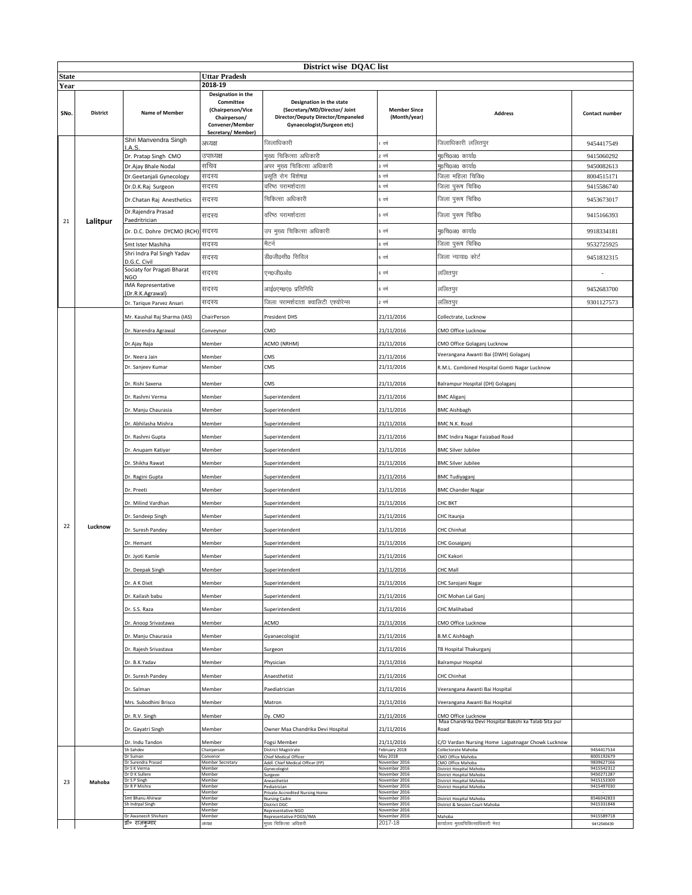# District wise DQAC list

| State | | Uttar Pradesh | | | | |
|---|---|---|---|---|---|---|
| Year | | 2018-19 | | | | |

| SNo. | District | Name of Member | Designation in the Committee (Chairperson/Vice Chairperson/ Convener/Member Secretary/ Member) | Designation in the state (Secretary/MD/Director/ Joint Director/Deputy Director/Empaneled Gynaecologist/Surgeon etc) | Member Since (Month/year) | Address | Contact number |
|---|---|---|---|---|---|---|---|
| 21 | Lalitpur | Shri Manvendra Singh I.A.S. | अध्यक्ष | जिलाधिकारी | 1 वर्ष | जिलाधिकारी ललितपुर | 9454417549 |
| | | Dr. Pratap Singh CMO | उपाध्यक्ष | मुख्य चिकित्सा अधिकारी | 2 वर्ष | मु0चि0अ0 कार्या0 | 9415060292 |
| | | Dr.Ajay Bhale Nodal | सचिव | अपर मुख्य चिकित्सा अधिकारी | 3 वर्ष | मु0चि0अ0 कार्या0 | 9450082613 |
| | | Dr.Geetanjali Gynecology | सदस्य | प्रसूति रोग विशेषज्ञ | 5 वर्ष | जिला महिला चिकि0 | 8004515171 |
| | | Dr.D.K.Raj Surgeon | सदस्य | वरिष्ठ परामर्शदाता | 5 वर्ष | जिला पुरूष चिकि0 | 9415586740 |
| | | Dr.Chatan Raj Anesthetics | सदस्य | चिकित्सा अधिकारी | 5 वर्ष | जिला पुरूष चिकि0 | 9453673017 |
| | | Dr.Rajendra Prasad Paedritrician | सदस्य | वरिष्ठ परामर्शदाता | 5 वर्ष | जिला पुरूष चिकि0 | 9415166393 |
| | | Dr. D.C. Dohre DYCMO (RCH) | सदस्य | उप मुख्य चिकित्सा अधिकारी | 5 वर्ष | मु0चि0अ0 कार्या0 | 9918334181 |
| | | Smt Ister Mashiha | सदस्य | मैटर्न | 5 वर्ष | जिला पुरूष चिकि0 | 9532725925 |
| | | Shri Indra Pal Singh Yadav D.G.C. Civil | सदस्य | डी0जी0सी0 सिविल | 5 वर्ष | जिला न्याया0 कोर्ट | 9451832315 |
| | | Sociaty for Pragati Bharat NGO | सदस्य | एन0जी0ओ0 | 5 वर्ष | ललितपुर | - |
| | | IMA Representative (Dr.R.K.Agrawal) | सदस्य | आई0एम0ए0 प्रतिनिधि | 5 वर्ष | ललितपुर | 9452683700 |
| | | Dr. Tarique Parvez Ansari | सदस्य | जिला परामर्शदाता क्वालिटी एश्योरेन्स | 2 वर्ष | ललितपुर | 9301127573 |
| 22 | Lucknow | Mr. Kaushal Raj Sharma (IAS) | ChairPerson | President DHS | 21/11/2016 | Collectrate, Lucknow | |
| | | Dr. Narendra Agrawal | Conveynor | CMO | 21/11/2016 | CMO Office Lucknow | |
| | | Dr.Ajay Raja | Member | ACMO (NRHM) | 21/11/2016 | CMO Office Golaganj Lucknow | |
| | | Dr. Neera Jain | Member | CMS | 21/11/2016 | Veerangana Awanti Bai (DWH) Golaganj | |
| | | Dr. Sanjeev Kumar | Member | CMS | 21/11/2016 | R.M.L. Combined Hospital Gomti Nagar Lucknow | |
| | | Dr. Rishi Saxena | Member | CMS | 21/11/2016 | Balrampur Hospital (DH) Golaganj | |
| | | Dr. Rashmi Verma | Member | Superintendent | 21/11/2016 | BMC Aliganj | |
| | | Dr. Manju Chaurasia | Member | Superintendent | 21/11/2016 | BMC Aishbagh | |
| | | Dr. Abhilasha Mishra | Member | Superintendent | 21/11/2016 | BMC N.K. Road | |
| | | Dr. Rashmi Gupta | Member | Superintendent | 21/11/2016 | BMC Indira Nagar Faizabad Road | |
| | | Dr. Anupam Katiyar | Member | Superintendent | 21/11/2016 | BMC Silver Jubilee | |
| | | Dr. Shikha Rawat | Member | Superintendent | 21/11/2016 | BMC Silver Jubilee | |
| | | Dr. Ragini Gupta | Member | Superintendent | 21/11/2016 | BMC Tudiyaganj | |
| | | Dr. Preeti | Member | Superintendent | 21/11/2016 | BMC Chander Nagar | |
| | | Dr. Milind Vardhan | Member | Superintendent | 21/11/2016 | CHC BKT | |
| | | Dr. Sandeep Singh | Member | Superintendent | 21/11/2016 | CHC Itaunja | |
| | | Dr. Suresh Pandey | Member | Superintendent | 21/11/2016 | CHC Chinhat | |
| | | Dr. Hemant | Member | Superintendent | 21/11/2016 | CHC Gosaiganj | |
| | | Dr. Jyoti Kamle | Member | Superintendent | 21/11/2016 | CHC Kakori | |
| | | Dr. Deepak Singh | Member | Superintendent | 21/11/2016 | CHC Mall | |
| | | Dr. A K Dixit | Member | Superintendent | 21/11/2016 | CHC Sarojani Nagar | |
| | | Dr. Kailash babu | Member | Superintendent | 21/11/2016 | CHC Mohan Lal Ganj | |
| | | Dr. S.S. Raza | Member | Superintendent | 21/11/2016 | CHC Malihabad | |
| | | Dr. Anoop Srivastawa | Member | ACMO | 21/11/2016 | CMO Office Lucknow | |
| | | Dr. Manju Chaurasia | Member | Gyanaecologist | 21/11/2016 | B.M.C Aishbagh | |
| | | Dr. Rajesh Srivastava | Member | Surgeon | 21/11/2016 | TB Hospital Thakurganj | |
| | | Dr. B.K.Yadav | Member | Physician | 21/11/2016 | Balrampur Hospital | |
| | | Dr. Suresh Pandey | Member | Anaesthetist | 21/11/2016 | CHC Chinhat | |
| | | Dr. Salman | Member | Paediatrician | 21/11/2016 | Veerangana Awanti Bai Hospital | |
| | | Mrs. Subodhini Brisco | Member | Matron | 21/11/2016 | Veerangana Awanti Bai Hospital | |
| | | Dr. R.V. Singh | Member | Dy. CMO | 21/11/2016 | CMO Office Lucknow | |
| | | Dr. Gayatri Singh | Member | Owner Maa Chandrika Devi Hospital | 21/11/2016 | Maa Chandrika Devi Hospital Bakshi ka Talab Sita pur Road | |
| | | Dr. Indu Tandon | Member | Fogsi Member | 21/11/2016 | C/O Vardan Nursing Home Lajpatnagar Chowk Lucknow | |
| 23 | Mahoba | Sh Sahdev | Chairperson | District Magistrate | February 2018 | Collectorate Mahoba | 9454417534 |
| | | Dr Suman | Convenor | Chief Medical Officer | May 2018 | CMO Office Mahoba | 8005192679 |
| | | Dr Surendra Prasad | Member Secretary | Addl. Chief Medical Officer (FP) | November 2016 | CMO Office Mahoba | 9839627166 |
| | | Dr S K Verma | Member | Gynecologist | November 2016 | District Hospital Mahoba | 9415542312 |
| | | Dr D K Sullere | Member | Surgeon | November 2016 | District Hospital Mahoba | 9450271287 |
| | | Dr S P Singh | Member | Aneasthetist | November 2016 | District Hospital Mahoba | 9415153309 |
| | | Dr R P Mishra | Member | Pediatrician | November 2016 | District Hospital Mahoba | 9415497030 |
| | | - | Member | Private Accredited Nursing Home | November 2016 | - | - |
| | | Smt Bhanu Ahirwar | Member | Nursing Cadre | November 2016 | District Hospital Mahoba | 8546042833 |
| | | Sh Indrpal Singh | Member | District DGC | November 2016 | District & Session Court Mahoba | 9415331848 |
| | | | Member | Representative-NGO | November 2016 | | |
| | | Dr Awaneesh Shivhare | Member | Representative-FOGSI/IMA | November 2016 | Mahoba | 9415589718 |
| | | डॉ॰ राजकुमार | अध्यक्ष | मुख्य चिकित्सा अधिकारी | 2017-18 | कार्यालय मुख्यचिकित्साधिकारी मेरठ | 9412646439 |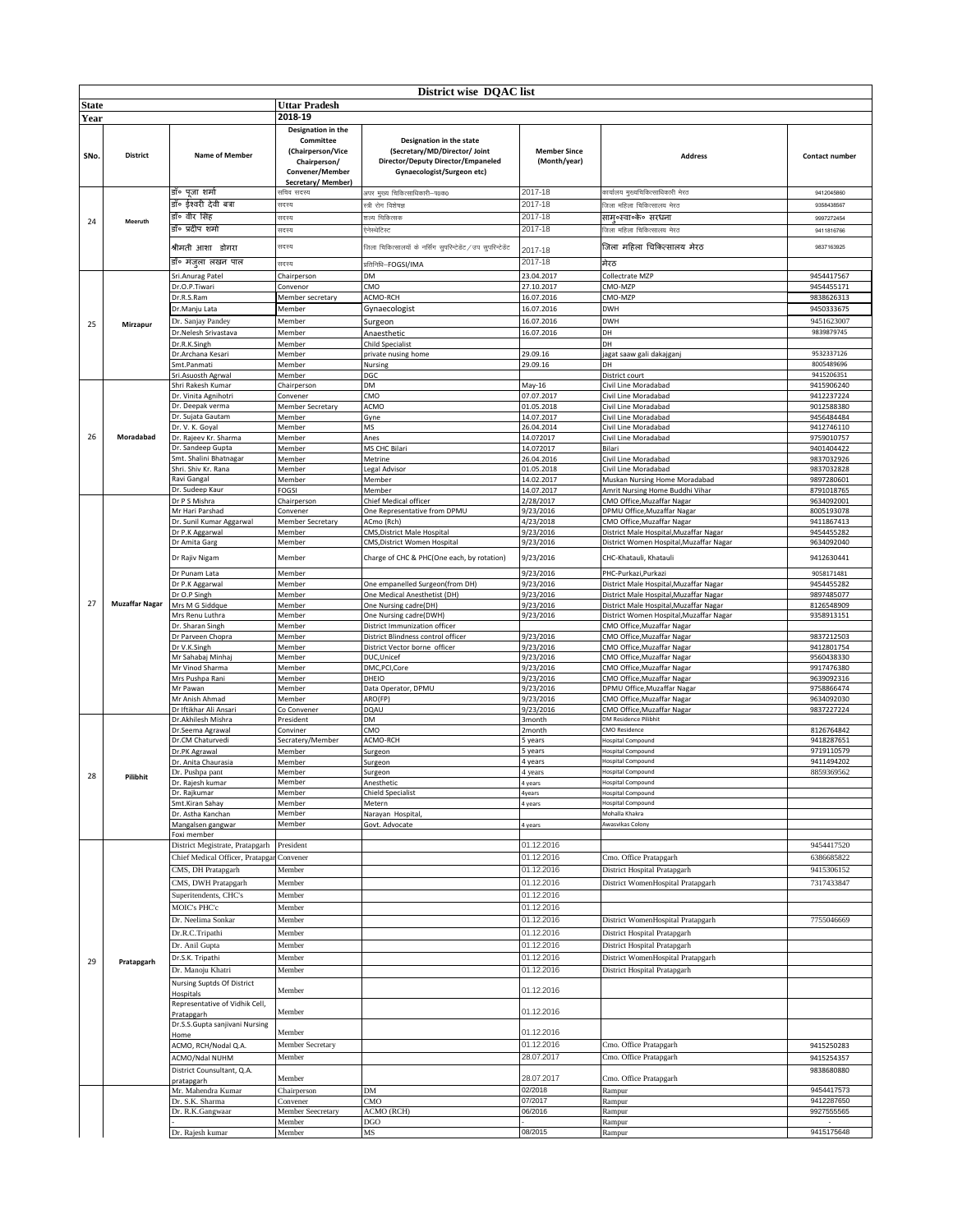# District wise DQAC list

| State | | Uttar Pradesh | | | | | |
|---|---|---|---|---|---|---|---|
| Year | | 2018-19 | | | | | |
| SNo. | District | Name of Member | Designation in the Committee (Chairperson/Vice Chairperson/ Convener/Member Secretary/ Member) | Designation in the state (Secretary/MD/Director/ Joint Director/Deputy Director/Empaneled Gynaecologist/Surgeon etc) | Member Since (Month/year) | Address | Contact number |
| 24 | Meeruth | डॉ० पूजा शर्मा | सचिव सदस्य | अपर मुख्य चिकित्साधिकारी–प0क0 | 2017-18 | कार्यालय मुख्यचिकित्साधिकारी मेरठ | 9412045860 |
| | | डॉ० ईश्वरी देवी बत्रा | सदस्य | स्त्री रोग विशेषज्ञ | 2017-18 | जिला महिला चिकित्सालय मेरठ | 9358438567 |
| | | डॉ० वीर सिंह | सदस्य | शल्य चिकित्सक | 2017-18 | सामु०स्वा०के० सरधना | 9997272454 |
| | | डॉ० प्रदीप शर्मा | सदस्य | ऐनेस्थेटिस्ट | 2017-18 | जिला महिला चिकित्सालय मेरठ | 9411816766 |
| | | श्रीमती आशा डोगरा | सदस्य | जिला चिकित्सालयों के नर्सिंग सुपरिन्टेंडेंट / उप सुपरिन्टेंडेंट | 2017-18 | जिला महिला चिकित्सालय मेरठ | 9837163925 |
| | | डॉ० मंजुला लखन पाल | सदस्य | प्रतिनिधि–FOGSI/IMA | 2017-18 | मेरठ | |
| 25 | Mirzapur | Sri.Anurag Patel | Chairperson | DM | 23.04.2017 | Collectrate MZP | 9454417567 |
| | | Dr.O.P.Tiwari | Convenor | CMO | 27.10.2017 | CMO-MZP | 9454455171 |
| | | Dr.R.S.Ram | Member secretary | ACMO-RCH | 16.07.2016 | CMO-MZP | 9838626313 |
| | | Dr.Manju Lata | Member | Gynaecologist | 16.07.2016 | DWH | 9450333675 |
| | | Dr. Sanjay Pandey | Member | Surgeon | 16.07.2016 | DWH | 9451623007 |
| | | Dr.Nelesh Srivastava | Member | Anaesthetic | 16.07.2016 | DH | 9839879745 |
| | | Dr.R.K.Singh | Member | Child Specialist | | DH | |
| | | Dr.Archana Kesari | Member | private nusing home | 29.09.16 | jagat saaw gali dakajganj | 9532337126 |
| | | Smt.Panmati | Member | Nursing | 29.09.16 | DH | 8005489696 |
| | | Sri.Asuosth Agrwal | Member | DGC | | District court | 9415206351 |
| 26 | Moradabad | Shri Rakesh Kumar | Chairperson | DM | May-16 | Civil Line Moradabad | 9415906240 |
| | | Dr. Vinita Agnihotri | Convener | CMO | 07.07.2017 | Civil Line Moradabad | 9412237224 |
| | | Dr. Deepak verma | Member Secretary | ACMO | 01.05.2018 | Civil Line Moradabad | 9012588380 |
| | | Dr. Sujata Gautam | Member | Gyne | 14.07.2017 | Civil Line Moradabad | 9456484484 |
| | | Dr. V. K. Goyal | Member | MS | 26.04.2014 | Civil Line Moradabad | 9412746110 |
| | | Dr. Rajeev Kr. Sharma | Member | Anes | 14072017 | Civil Line Moradabad | 9759010757 |
| | | Dr. Sandeep Gupta | Member | MS CHC Bilari | 14072017 | Bilari | 9401404422 |
| | | Smt. Shalini Bhatnagar | Member | Metrine | 26.04.2016 | Civil Line Moradabad | 9837032926 |
| | | Shri. Shiv Kr. Rana | Member | Legal Advisor | 01.05.2018 | Civil Line Moradabad | 9837032828 |
| | | Ravi Gangal | Member | Member | 14.02.2017 | Muskan Nursing Home Moradabad | 9897280601 |
| | | Dr. Sudeep Kaur | FOGSI | Member | 14.07.2017 | Amrit Nursing Home Buddhi Vihar | 8791018765 |
| 27 | Muzaffar Nagar | Dr P S Mishra | Chairperson | Chief Medical officer | 2/28/2017 | CMO Office,Muzaffar Nagar | 9634092001 |
| | | Mr Hari Parshad | Convener | One Representative from DPMU | 9/23/2016 | DPMU Office,Muzaffar Nagar | 8005193078 |
| | | Dr. Sunil Kumar Aggarwal | Member Secretary | ACmo (Rch) | 4/23/2018 | CMO Office,Muzaffar Nagar | 9411867413 |
| | | Dr P.K Aggarwal | Member | CMS,District Male Hospital | 9/23/2016 | District Male Hospital,Muzaffar Nagar | 9454455282 |
| | | Dr Amita Garg | Member | CMS,District Women Hospital | 9/23/2016 | District Women Hospital,Muzaffar Nagar | 9634092040 |
| | | Dr Rajiv Nigam | Member | Charge of CHC & PHC(One each, by rotation) | 9/23/2016 | CHC-Khatauli, Khatauli | 9412630441 |
| | | Dr Punam Lata | Member | | 9/23/2016 | PHC-Purkazi,Purkazi | 9058171481 |
| | | Dr P.K Aggarwal | Member | One empanelled Surgeon(from DH) | 9/23/2016 | District Male Hospital,Muzaffar Nagar | 9454455282 |
| | | Dr O.P Singh | Member | One Medical Anesthetist (DH) | 9/23/2016 | District Male Hospital,Muzaffar Nagar | 9897485077 |
| | | Mrs M G Siddque | Member | One Nursing cadre(DH) | 9/23/2016 | District Male Hospital,Muzaffar Nagar | 8126548909 |
| | | Mrs Renu Luthra | Member | One Nursing cadre(DWH) | 9/23/2016 | District Women Hospital,Muzaffar Nagar | 9358913151 |
| | | Dr. Sharan Singh | Member | District Immunization officer | | CMO Office,Muzaffar Nagar | |
| | | Dr Parveen Chopra | Member | District Blindness control officer | 9/23/2016 | CMO Office,Muzaffar Nagar | 9837212503 |
| | | Dr V.K.Singh | Member | District Vector borne officer | 9/23/2016 | CMO Office,Muzaffar Nagar | 9412801754 |
| | | Mr Sahabaj Minhaj | Member | DUC,Unicef | 9/23/2016 | CMO Office,Muzaffar Nagar | 9560438330 |
| | | Mr Vinod Sharma | Member | DMC,PCI,Core | 9/23/2016 | CMO Office,Muzaffar Nagar | 9917476380 |
| | | Mrs Pushpa Rani | Member | DHEIO | 9/23/2016 | CMO Office,Muzaffar Nagar | 9639092316 |
| | | Mr Pawan | Member | Data Operator, DPMU | 9/23/2016 | DPMU Office,Muzaffar Nagar | 9758866474 |
| | | Mr Anish Ahmad | Member | ARO(FP) | 9/23/2016 | CMO Office,Muzaffar Nagar | 9634092030 |
| | | Dr Iftikhar Ali Ansari | Co Convener | DQAU | 9/23/2016 | CMO Office,Muzaffar Nagar | 9837227224 |
| 28 | Pilibhit | Dr.Akhilesh Mishra | President | DM | 3month | DM Residence Pilibhit | |
| | | Dr.Seema Agrawal | Conviner | CMO | 2month | CMO Residence | 8126764842 |
| | | Dr.CM Chaturvedi | Secratery/Member | ACMO-RCH | 5 years | Hospital Compound | 9418287651 |
| | | Dr.PK Agrawal | Member | Surgeon | 5 years | Hospital Compound | 9719110579 |
| | | Dr. Anita Chaurasia | Member | Surgeon | 4 years | Hospital Compound | 9411494202 |
| | | Dr. Pushpa pant | Member | Surgeon | 4 years | Hospital Compound | 8859369562 |
| | | Dr. Rajesh kumar | Member | Anesthetic | 4 years | Hospital Compound | |
| | | Dr. Rajkumar | Member | Chield Specialist | 4years | Hospital Compound | |
| | | Smt.Kiran Sahay | Member | Metern | 4 years | Hospital Compound | |
| | | Dr. Astha Kanchan | Member | Narayan Hospital, | | Mohalla Khakra | |
| | | Mangalsen gangwar | Member | Govt. Advocate | 4 years | Awasvikas Colony | |
| | | Foxi member | | | | | |
| 29 | Pratapgarh | District Megistrate, Pratapgarh | President | | 01.12.2016 | | 9454417520 |
| | | Chief Medical Officer, Pratapgarh | Convener | | 01.12.2016 | Cmo. Office Pratapgarh | 6386685822 |
| | | CMS, DH Pratapgarh | Member | | 01.12.2016 | District Hospital Pratapgarh | 9415306152 |
| | | CMS, DWH Pratapgarh | Member | | 01.12.2016 | District WomenHospital Pratapgarh | 7317433847 |
| | | Superitendents, CHC's | Member | | 01.12.2016 | | |
| | | MOIC's PHC'c | Member | | 01.12.2016 | | |
| | | Dr. Neelima Sonkar | Member | | 01.12.2016 | District WomenHospital Pratapgarh | 7755046669 |
| | | Dr.R.C.Tripathi | Member | | 01.12.2016 | District Hospital Pratapgarh | |
| | | Dr. Anil Gupta | Member | | 01.12.2016 | District Hospital Pratapgarh | |
| | | Dr.S.K. Tripathi | Member | | 01.12.2016 | District WomenHospital Pratapgarh | |
| | | Dr. Manoju Khatri | Member | | 01.12.2016 | District Hospital Pratapgarh | |
| | | Nursing Suptds Of District Hospitals | Member | | 01.12.2016 | | |
| | | Representative of Vidhik Cell, Pratapgarh | Member | | 01.12.2016 | | |
| | | Dr.S.S.Gupta sanjivani Nursing Home | Member | | 01.12.2016 | | |
| | | ACMO, RCH/Nodal Q.A. | Member Secretary | | 01.12.2016 | Cmo. Office Pratapgarh | 9415250283 |
| | | ACMO/Ndal NUHM | Member | | 28.07.2017 | Cmo. Office Pratapgarh | 9415254357 |
| | | District Counsultant, Q.A. pratapgarh | Member | | 28.07.2017 | Cmo. Office Pratapgarh | 9838680880 |
| | | Mr. Mahendra Kumar | Chairperson | DM | 02/2018 | Rampur | 9454417573 |
| | | Dr. S.K. Sharma | Convener | CMO | 07/2017 | Rampur | 9412287650 |
| | | Dr. R.K.Gangwaar | Member Seecretary | ACMO (RCH) | 06/2016 | Rampur | 9927555565 |
| | | - | Member | DGO | - | Rampur | - |
| | | Dr. Rajesh kumar | Member | MS | 08/2015 | Rampur | 9415175648 |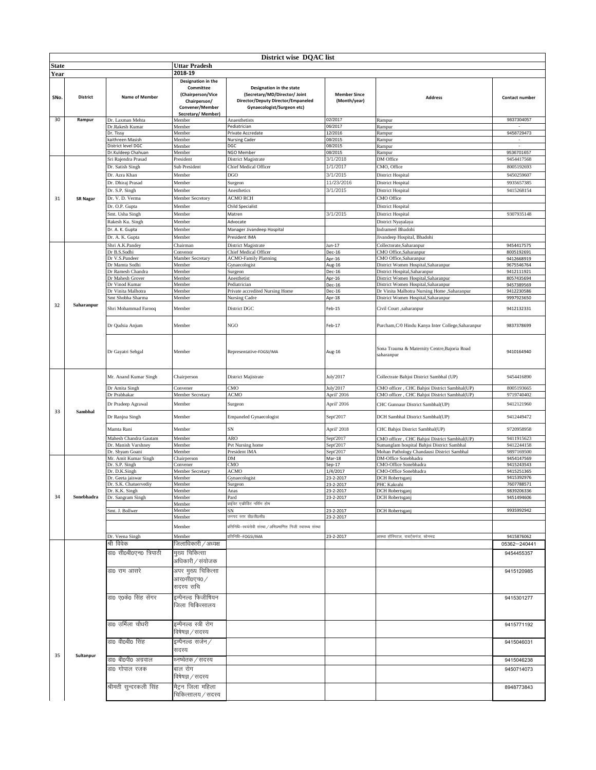| District wise DQAC list | | | | | | | |
|---|---|---|---|---|---|---|---|
| **State** | | **Uttar Pradesh** | | | | | |
| **Year** | | **2018-19** | | | | | |
| **SNo.** | **District** | **Name of Member** | **Designation in the Committee (Chairperson/Vice Chairperson/ Convener/Member Secretary/ Member)** | **Designation in the state (Secretary/MD/Director/ Joint Director/Deputy Director/Empaneled Gynaecologist/Surgeon etc)** | **Member Since (Month/year)** | **Address** | **Contact number** |
| 30 | Rampur | Dr. Laxman Mehta | Member | Anaesthetists | 02/2017 | Rampur | 9837304057 |
| | | Dr.Rakesh Kumar | Member | Pediatrician | 06/2017 | Rampur | - |
| | | Dr. Tissy | Member | Private Accredate | 12/2016 | Rampur | 9458729473 |
| | | kaithreen Masish | Member | Nursing Cader | 08/2015 | Rampur | - |
| | | District level DGC | Member | DGC | 08/2015 | Rampur | - |
| | | Dr.Kuldeep Chahuan | Member | NGO Member | 08/2015 | Rampur | 9536701657 |
| 31 | SR Nagar | Sri Rajendra Prasad | President | District Magistrate | 3/1/2018 | DM Office | 9454417568 |
| | | Dr. Satish Singh | Sub President | Chief Medical Officer | 1/1/2017 | CMO, Office | 8005192693 |
| | | Dr. Azra Khan | Member | DGO | 3/1/2015 | District Hospital | 9450259607 |
| | | Dr. Dhiraj Prasad | Member | Surgeon | 11/23/2016 | District Hospital | 9935657385 |
| | | Dr. S.P. Singh | Member | Anesthetics | 3/1/2015 | District Hospital | 9415268154 |
| | | Dr. V. D. Verma | Member Secretory | ACMO RCH | | CMO Office | |
| | | Dr. O.P. Gupta | Member | Child Specialist | | District Hospital | |
| | | Smt. Usha Singh | Member | Matren | 3/1/2015 | District Hospital | 9307935148 |
| | | Rakesh Ku. Singh | Member | Advocate | | District Nyayalaya | |
| | | Dr. A. K. Gupta | Member | Manager Jivandeep Hospital | | Indrameel Bhadohi | |
| | | Dr. A. K. Gupta | Member | President IMA | | Jivandeep Hospital, Bhadohi | |
| 32 | Saharanpur | Shri A.K.Pandey | Chairman | District Magistrate | Jun-17 | Collectorate,Saharanpur | 9454417575 |
| | | Dr B.S.Sodhi | Convenor | Chief Medical Officer | Dec-16 | CMO Office,Saharanpur | 8005192691 |
| | | Dr V.S.Pundeer | Mamber Secretary | ACMO-Family Planning | Apr-16 | CMO Office,Saharanpur | 9412668919 |
| | | Dr Mamta Sodhi | Member | Gynaecologist | Aug-16 | District Women Hospital,Saharanpur | 9675546764 |
| | | Dr Ramesh Chandra | Member | Surgeon | Dec-16 | District Hospital,Saharanpur | 9412111921 |
| | | Dr Mahesh Grover | Member | Anesthetist | Apr-16 | District Women Hospital,Saharanpur | 8057435694 |
| | | Dr Vinod Kumar | Member | Pediatrician | Dec-16 | District Women Hospital,Saharanpur | 9457389569 |
| | | Dr Vinita Malhotra | Member | Private accredited Nursing Home | Dec-16 | Dr Vinita Malhotra Nursing Home ,Saharanpur | 9412230586 |
| | | Smt Shobha Sharma | Member | Nursing Cadre | Apr-18 | District Women Hospital,Saharanpur | 9997923650 |
| | | Shri Mohammad Farooq | Member | District DGC | Feb-15 | Civil Court ,saharanpur | 9412132331 |
| | | Dr Qudsia Anjum | Member | NGO | Feb-17 | Purcham,C/0 Hindu Kanya Inter College,Saharanpur | 9837378699 |
| | | Dr Gayatri Sehgal | Member | Representative-FOGSI/IMA | Aug-16 | Sona Trauma & Maternity Centre,Bajoria Road saharanpur | 9410164940 |
| 33 | Sambhal | Mr. Anand Kumar Singh | Chairperson | District Majistrate | July'2017 | Collectrate Bahjoi District Sambhal (UP) | 9454416890 |
| | | Dr Amita Singh | Convener | CMO | July'2017 | CMO officer , CHC Bahjoi District Sambhal(UP) | 8005193665 |
| | | Dr Prabhakar | Member Secretary | ACMO | April' 2016 | CMO officer , CHC Bahjoi District Sambhal(UP) | 9719740402 |
| | | Dr Pradeep Agrawal | Member | Surgeon | April' 2016 | CHC Gunnaur District Sambhal(UP) | 9412121960 |
| | | Dr Ranjna Singh | Member | Empaneled Gynaecologist | Sept'2017 | DCH Sambhal District Sambhal(UP) | 9412449472 |
| | | Mamta Rani | Member | SN | April' 2018 | CHC Bahjoi District Sambhal(UP) | 9720958958 |
| | | Mahesh Chandra Gautam | Member | ARO | Sept'2017 | CMO officer , CHC Bahjoi District Sambhal(UP) | 9411915623 |
| | | Dr. Manish Varshney | Member | Pvt Nursing home | Sept'2017 | Sumanglam hospital Bahjoi District Sambhal | 9412244158 |
| | | Dr. Shyam Goani | Member | President IMA | Sept'2017 | Mohan Pathology Chandausi District Sambhal | 9897169500 |
| 34 | Sonebhadra | Mr. Amit Kumar Singh | Chairperson | DM | Mar-18 | DM-Office Sonebhadra | 9454147569 |
| | | Dr. S.P. Singh | Convener | CMO | Sep-17 | CMO-Office Sonebhadra | 9415243543 |
| | | Dr. D.K.Singh | Member Secretary | ACMO | 1/4/2017 | CMO-Office Sonebhadra | 9415251365 |
| | | Dr. Geeta jaiswar | Member | Gynaecologist | 23-2-2017 | DCH Robertsganj | 9415392976 |
| | | Dr. S.K. Chatuervediy | Member | Surgeon | 23-2-2017 | PHC Kakrahi | 7607788571 |
| | | Dr. K.K. Singh | Member | Anas | 23-2-2017 | DCH Robertsganj | 9839206336 |
| | | Dr. Sangram Singh | Member | Pard | 23-2-2017 | DCH Robertsganj | 9451494606 |
| | | | Member | प्राईवेट एक्रीडिट नर्सिंग होम | | | |
| | | Smt. J. Bollwer | Member | SN | 23-2-2017 | DCH Robertsganj | 9935992942 |
| | | | Member | जनपद स्तर डी0जी0सी0 | 23-2-2017 | | |
| | | | Member | प्रतिनिधि–स्वयंसेवी संस्था / अभिप्रमाणित निजी स्वास्थ्य संस्था | | | |
| | | Dr. Veena Singh | Member | प्रतिनिधि–FOGSI/IMA | 23-2-2017 | आस्था हॉस्पिटल, राबर्ट्सगंज, सोनभद्र | 9415876062 |
| 35 | Sultanpur | श्री विवेक | जिलाधिकारी / अध्यक्ष | | | | 05362–240441 |
| | | डा0 सी0बी0एन0 त्रिपाठी | मुख्य चिकित्सा अधिकारी / संयोजक | | | | 9454455357 |
| | | डा0 राम आसरे | अपर मुख्य चिकित्सा आर0सी0एच0 / सदस्य सचि | | | | 9415120985 |
| | | डा0 ए0के0 सिंह सेंगर | इम्पैनल्ड फिजीषियन जिला चिकित्सालय | | | | 9415301277 |
| | | डा0 उर्मिला चौधरी | इम्पैनल्ड स्त्री रोग विषेषज्ञ / सदस्य | | | | 9415771192 |
| | | डा0 वी0बी0 सिंह | इम्पैनल्ड सर्जन / सदस्य | | | | 9415046031 |
| | | डा0 बी0पी0 अग्रवाल | ष्निष्चेतक / सदस्य | | | | 9415046238 |
| | | डा0 गोपाल रजक | बाल रोग विषेषज्ञ / सदस्य | | | | 9450714073 |
| | | श्रीमती सुन्दरकली सिंह | मैट्रन जिला महिला चिकित्सालय / सदस्य | | | | 8948773843 |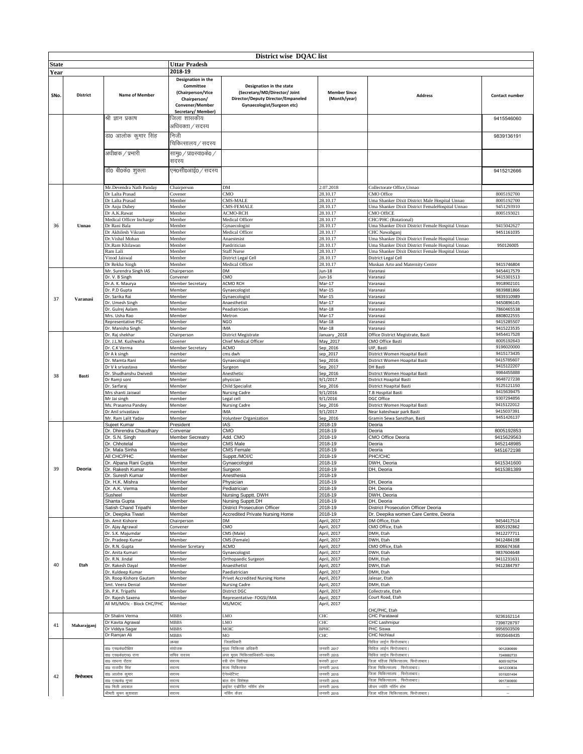# District wise DQAC list

| State | | Uttar Pradesh | | | | | |
|---|---|---|---|---|---|---|---|
| Year | | 2018-19 | | | | | |
| SNo. | District | Name of Member | Designation in the Committee (Chairperson/Vice Chairperson/ Convener/Member Secretary/ Member) | Designation in the state (Secretary/MD/Director/ Joint Director/Deputy Director/Empaneled Gynaecologist/Surgeon etc) | Member Since (Month/year) | Address | Contact number |
| | | श्री ज्ञान प्रकाश | जिला शासकीय अधिवक्ता / सदस्य | | | | 9415546060 |
| | | डा0 आलोक कुमार सिंह | निजी चिकित्सालय / सदस्य | | | | 9839136191 |
| | | अधीक्षक / प्रभारी | सामु0 / प्रा0स्वा0के0 / सदस्य | | | | |
| | | डॉ0 बी0के0 शुक्ला | एम0सी0आई0 / सदस्य | | | | 9415212666 |
| 36 | Unnao | Mr.Devendra Nath Panday | Chairperson | DM | 2.07.2018 | Collectorate Office,Unnao | |
| | | Dr Lalta Prasad | Covener | CMO | 28.10.17 | CMO Office | 8005192700 |
| | | Dr Lalta Prasad | Member | CMS-MALE | 28.10.17 | Uma Shanker Dixit District Male Hospital Unnao | 8005192700 |
| | | Dr Anju Dubey | Member | CMS-FEMALE | 28.10.17 | Uma Shanker Dixit District FemaleHospital Unnao | 9451293910 |
| | | Dr A.K.Rawat | Member | ACMO-RCH | 28.10.17 | CMO OffiCE | 8005193021 |
| | | Medical Officer Incharge | Member | Medical Officer | 28.10.17 | CHC/PHC (Rotational) | |
| | | Dr Rani Bala | Member | Gynaecologist | 28.10.17 | Uma Shanker Dixit District Female Hospital Unnao | 9415042627 |
| | | Dr Akhilesh Vikram | Member | Medical Officer | 28.10.17 | CHC Nawabganj | 9451161035 |
| | | Dr.Vishal Mohan | Member | Anaestesist | 28.10.17 | Uma Shanker Dixit District Female Hospital Unnao | |
| | | Dr.Ram Khilawan | Member | Paedritician | 28.10.17 | Uma Shanker Dixit District Female Hospital Unnao | 950126005 |
| | | Ram Lali | Member | Staff Nurse | 28.10.17 | Uma Shanker Dixit District Female Hospital Unnao | |
| | | Vinod Jaiswal | Member | District Legal Cell | 28.10.17 | District Legal Cell | |
| | | Dr Rekha Singh | Member | Medical Officer | 28.10.17 | Muskan Arto and Maternity Centre | 9415746804 |
| 37 | Varanasi | Mr. Surendra Singh IAS | Chairperson | DM | Jun-18 | Varanasi | 9454417579 |
| | | Dr. V. B Singh | Convener | CMO | Jun-16 | Varanasi | 9415301513 |
| | | Dr.A. K. Maurya | Member Secretary | ACMO RCH | Mar-17 | Varanasi | 9918902101 |
| | | Dr. P.D Gupta | Member | Gynaecologist | Mar-15 | Varanasi | 9839881866 |
| | | Dr. Sarika Rai | Member | Gynaecologist | Mar-15 | Varanasi | 9839310989 |
| | | Dr. Umesh Singh | Member | Anaesthetist | Mar-17 | Varanasi | 9450896145 |
| | | Dr. Gulrej Aalam | Member | Peadiatrician | Mar-18 | Varanasi | 7860465538 |
| | | Mrs. Usha Rao | Member | Metron | Mar-17 | Varanasi | 8808022555 |
| | | Representative PSC | Member | NGO | Mar-18 | Varanasi | 9415285507 |
| | | Dr. Manisha Singh | Member | IMA | Mar-18 | Varanasi | 9415223535 |
| 38 | Basti | Dr. Raj shekhar | Chairperson | District Megistrate | January _2018 | Office District Megistrate, Basti | 9454417528 |
| | | Dr. J.L.M. Kushwaha | Covener | Chief Medical Officer | May_2017 | CMO Office Basti | 8005192643 |
| | | Dr. C.K Verma | Member Secretary | ACMO | Sep_2016 | UIP, Basti | 9196020000 |
| | | Dr A k singh | member | cms dwh | sep_2017 | District Women Hoapital Basti | 9415173435 |
| | | Dr. Mamta Rani | Member | Gynaecologist | Sep_2016 | District Women Hoapital Basti | 9415785607 |
| | | Dr V k srivastava | Member | Surgeon | Sep_2017 | DH Basti | 9415122207 |
| | | Dr. Shudhanshu Dwivedi | Member | Anesthetic | Sep_2016 | District Women Hoapital Basti | 9984455888 |
| | | Dr Ramji soni | Member | physician | 9/1/2017 | District Hoapital Basti | 9648727238 |
| | | Dr. Sarfaraj | Member | Child Specialist | Sep_2016 | District Hoapital Basti | 9125121150 |
| | | Mrs shanti Jaiswal | Member | Nursing Cadre | 9/1/2016 | T.B Hospital Basti | 9415639475 |
| | | Mr Jai singh | member | Legal cell | 9/1/2016 | DGC Office | 9307294856 |
| | | Ms. Prasanna Pandey | Member | Nursing Cadre | Sep_2016 | District Women Hoapital Basti | 9415122012 |
| | | Dr Anil srivastava | member | IMA | 9/1/2017 | Near kateshwar park Basti | 9415037391 |
| | | Mr. Ram Lalit Yadav | Member | Volunteer Organization | Sep_2016 | Gramin Sewa Sansthan, Basti | 9451426137 |
| 39 | Deoria | Sujeet Kumar | President | IAS | 2018-19 | Deoria | |
| | | Dr. Dhirendra Chaudhary | Convenar | CMO | 2018-19 | Deoria | 8005192853 |
| | | Dr. S.N. Singh | Member Secreatry | Add. CMO | 2018-19 | CMO Office Deoria | 9415629563 |
| | | Dr. Chhotelal | Member | CMS Male | 2018-19 | Deoria | 9452148985 |
| | | Dr. Mala Sinha | Member | CMS Female | 2018-19 | Deoria | 9451672198 |
| | | All CHC/PHC | Member | Supptt./MOI/C | 2018-19 | PHC/CHC | |
| | | Dr. Alpana Rani Gupta | Member | Gynaecologist | 2018-19 | DWH, Deoria | 9415341600 |
| | | Dr. Rakesh Kumar | Member | Surgeon | 2018-19 | DH, Deoria | 9415381389 |
| | | Dr. Suresh Kumar | Member | Anesthesia | 2018-19 | | |
| | | Dr. H.K. Mishra | Member | Physician | 2018-19 | DH, Deoria | |
| | | Dr. A.K. Verma | Member | Pediatrician | 2018-19 | DH, Deoria | |
| | | Susheel | Member | Nursing Supptt. DWH | 2018-19 | DWH, Deoria | |
| | | Shanta Gupta | Member | Nursing Supptt.DH | 2018-19 | DH, Deoria | |
| | | Satish Chand Tripathi | Member | District Prosecution Officer | 2018-19 | District Prosecution Officer Deoria | |
| | | Dr. Deepika Tiwari | Member | Accredited Private Nursing Home | 2018-19 | Dr. Deepika women Care Centre, Deoria | |
| 40 | Etah | Sh. Amit Kishore | Chairperson | DM | April, 2017 | DM Office, Etah | 9454417514 |
| | | Dr. Ajay Agrawal | Convener | CMO | April, 2017 | CMO Office, Etah | 8005192862 |
| | | Dr. S.K. Majumdar | Member | CMS (Male) | April, 2017 | DMH, Etah | 9412277711 |
| | | Dr. Pradeep Kumar | Member | CMS (Female) | April, 2017 | DWH, Etah | 9412484198 |
| | | Dr. R.N. Gupta | Member Scretary | ACMO | April, 2017 | CMO Office, Etah | 8006674368 |
| | | Dr. Anita Kumari | Member | Gynaecologist | April, 2017 | DWH, Etah | 9837604648 |
| | | Dr. R.N. Jindal | Member | Orthopaedic Surgeon | April, 2017 | DMH, Etah | 9411231631 |
| | | Dr. Rakesh Dayal | Member | Anaesthetist | April, 2017 | DWH, Etah | 9412384797 |
| | | Dr. Kuldeep Kumar | Member | Paediatrician | April, 2017 | DMH, Etah | |
| | | Sh. Roop Kishore Gautam | Member | Privet Accredited Nursing Home | April, 2017 | Jalesar, Etah | |
| | | Smt. Veera Denial | Member | Nursing Cadre | April, 2017 | DMH, Etah | |
| | | Sh. P.K. Tripathi | Member | District DGC | April, 2017 | Collectrate, Etah | |
| | | Dr. Rajesh Saxena | Member | Representative- FOGSI/IMA | April, 2017 | Court Road, Etah | |
| | | All MS/MOIc - Block CHC/PHC | Member | MS/MOIC | April, 2017 | CHC/PHC, Etah | |
| 41 | Maharajganj | Dr Shalini Verma | MBBS | LMO | CHC | CHC Paratawal | 9236162114 |
| | | Dr Kavita Agrawal | MBBS | LMO | CHC | CHC Lashmipur | 7398728797 |
| | | Dr Viddya Sagar | MBBS | MOIC | BPHC | PHC Siswa | 9956503509 |
| | | Dr Ramjan Ali | MBBS | MO | CHC | CHC Nichlaul | 9935648435 |
| 42 | फिरोजाबाद | | अध्यक्ष | जिलाधिकारी | | सिविल लाईन फिरोजाबाद। | |
| | | डा0 एस0के0दीक्षित | संयोजक | मुख्य चिकित्सा अधिकारी | जनवरी 2017 | सिविल लाईन फिरोजाबाद। | 9012089999 |
| | | डा0 एस0के0एस0 राना | सचिव सदस्य | अपर मुख्य चिकित्साधिकारी–प0क0 | जनवरी 2015 | सिविल लाईन फिरोजाबाद। | 7248882733 |
| | | डा0 साधना राठौर | सदस्य | स्त्री रोग विशेषज्ञ | फरवरी 2017 | जिला महिला चिकित्सालय, फिरोजाबाद। | 8005192704 |
| | | डा0 राजवीर सिंह | सदस्य | शल्य चिकित्सक | जनवरी 2015 | जिला चिकित्सालय , फिरोजाबाद। | 9412330834 |
| | | डा0 आलोक कुमार | सदस्य | ऐनेस्थेटिस्ट | जनवरी 2015 | जिला चिकित्सालय , फिरोजाबाद। | 9319201494 |
| | | डा0 एल0के0 गुप्ता | सदस्य | बाल रोग विशेषज्ञ | जनवरी 2015 | जिला चिकित्सालय , फिरोजाबाद। | 9917369900 |
| | | डा0 मिली अग्रवाल | सदस्य | प्राईवेट एक्रीडिट नर्सिंग होम | जनवरी 2015 | जीवन ज्योति नर्सिंग होम | – |
| | | श्रीमती सुमन कुशवाहा | सदस्य | नर्सिंग कैडर | जनवरी 2015 | जिला महिला चिकित्सालय, फिरोजाबाद। | – |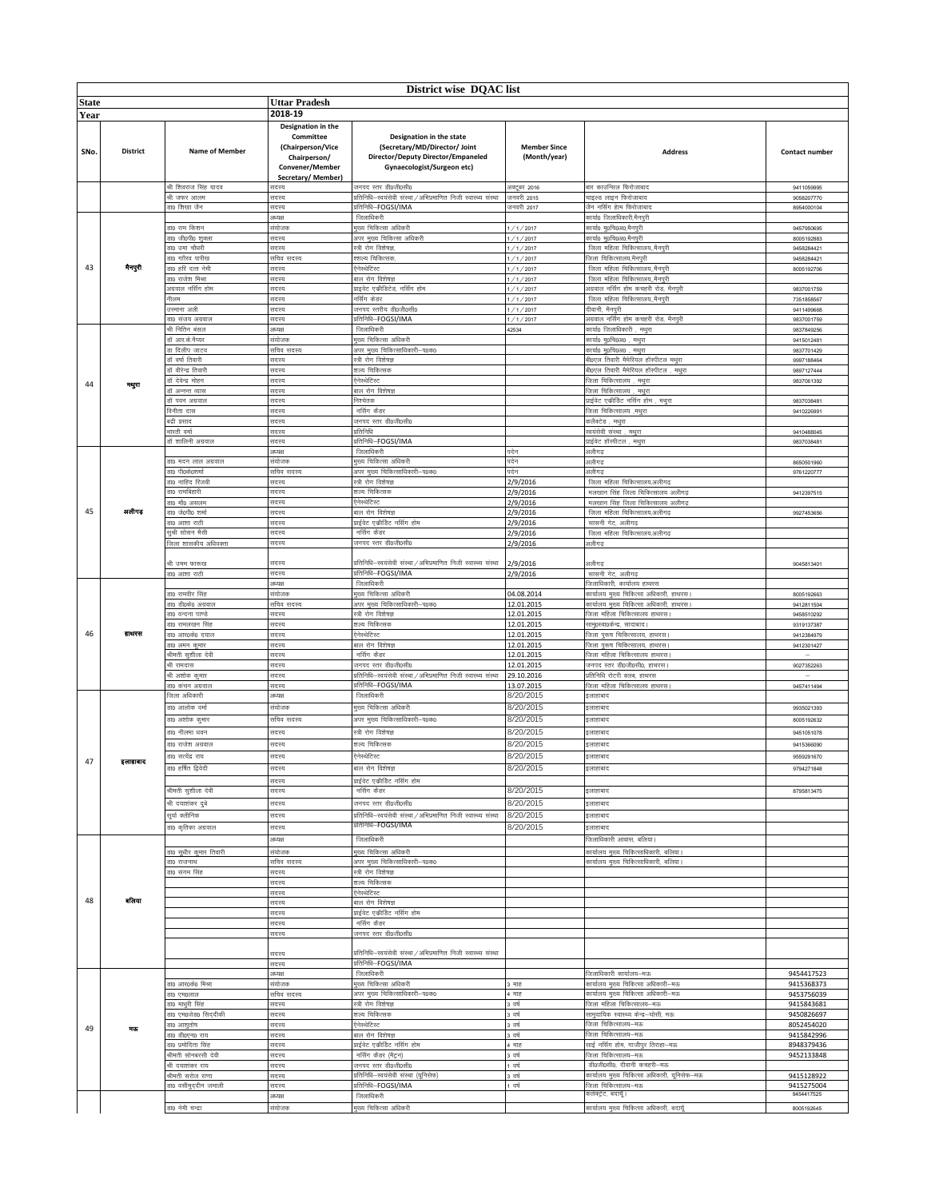# District wise DQAC list

| State | | Uttar Pradesh | | | | |
|---|---|---|---|---|---|---|
| Year | | 2018-19 | | | | |
| SNo. | District | Name of Member | Designation in the Committee (Chairperson/Vice Chairperson/ Convener/Member Secretary/ Member) | Designation in the state (Secretary/MD/Director/ Joint Director/Deputy Director/Empaneled Gynaecologist/Surgeon etc) | Member Since (Month/year) | Address | Contact number |
|---|---|---|---|---|---|---|---|
| | | श्री शिवराज सिंह यादव | सदस्य | जनपद स्तर डी0जी0सी0 | अक्टूबर 2016 | बार काउन्सिल फिरोजाबाद | 9411059995 |
| | | श्री जफर आलम | सदस्य | प्रतिनिधि–स्वयंसेवी संस्था/अभिप्रमाणित निजी स्वास्थ्य संस्था | जनवरी 2015 | चाइल्ड लाइन फिरोजाबाद | 9058207770 |
| | | डा0 शिखा जैन | सदस्य | प्रतिनिधि–FOGSI/IMA | जनवरी 2017 | जैन नर्सिंग होम फिरोजाबाद | 8954000104 |
| 43 | मैनपुरी | | अध्यक्ष | जिलाधिकारी | | कार्या0 जिलाधिकारी,मैनपुरी | |
| | | डा0 राम किशन | संयोजक | मुख्य चिकित्सा अधिकारी | 1/1/2017 | कार्या0 मु0चि0अ0,मैनपुरी | 9457950695 |
| | | डा0 जी0पी0 शुक्ला | सदस्य | अपर मुख्य चिकित्सा अधिकारी | 1/1/2017 | कार्या0 मु0चि0अ0,मैनपुरी | 8005192883 |
| | | डा0 उमा चौधरी | सदस्य | स्त्री रोग विशेषज्ञ, | 1/1/2017 | जिला महिला चिकित्सालय,मैनपुरी | 9458284421 |
| | | डा0 गौरव पारीख | सचिव सदस्य | शल्य चिकित्सक, | 1/1/2017 | जिला चिकित्सालय,मैनपुरी | 9458284421 |
| | | डा0 हरि दत्त नेमी | सदस्य | ऐनेस्थेटिस्ट | 1/1/2017 | जिला महिला चिकित्सालय,मैनपुरी | 8005192706 |
| | | डा0 राजेश मिश्रा | सदस्य | बाल रोग विशेषज्ञ | 1/1/2017 | जिला महिला चिकित्सालय,मैनपुरी | |
| | | अग्रवाल नर्सिंग होम | सदस्य | प्राइवेट एक्रीडिटेड नर्सिंग होम | 1/1/2017 | अग्रवाल नर्सिंग होम कचहरी रोड, मैनपुरी | 9837001759 |
| | | नीलम | सदस्य | नर्सिंग कैडर | 1/1/2017 | जिला महिला चिकित्सालय,मैनपुरी | 7351858567 |
| | | उस्माना अली | सदस्य | जनपद स्तरीय डी0जी0सी0 | 1/1/2017 | दीवानी, मैनपुरी | 9411499668 |
| | | डा0 संजय अग्रवाल | सदस्य | प्रतिनिधि–FOGSI/IMA | 1/1/2017 | अग्रवाल नर्सिंग होम कचहरी रोड, मैनपुरी | 9837001759 |
| 44 | मथुरा | श्री नितिन बंसल | अध्यक्ष | जिलाधिकारी | 42534 | कार्या0 जिलाधिकारी , मथुरा | 9837849256 |
| | | डॉ आर.के.नैय्यर | संयोजक | मुख्य चिकित्सा अधिकारी | | कार्या0 मु0चि0अ0 , मथुरा | 9415012481 |
| | | डा दिलीप जाटव | सचिव सदस्य | अपर मुख्य चिकित्साधिकारी–प0क0 | | कार्या0 मु0चि0अ0 , मथुरा | 9837701429 |
| | | डॉ वर्षा तिवारी | सदस्य | स्त्री रोग विशेषज्ञ | | बी0एल तिवारी मैमोरियल हॉस्पीटल मथुरा | 9997188464 |
| | | डॉ वीरेन्द्र तिवारी | सदस्य | शल्य चिकित्सक | | बी0एल तिवारी मैमोरियल हॉस्पीटल , मथुरा | 9897127444 |
| | | डॉ देवेन्द्र मोहन | सदस्य | ऐनेस्थेटिस्ट | | जिला चिकित्सालय , मथुरा | 9837061392 |
| | | डॉ अन्नपा व्यास | सदस्य | बाल रोग विशेषज्ञ | | जिला चिकित्सालय , मथुरा | |
| | | डॉ पवन अग्रवाल | सदस्य | निश्चेतक | | प्राईवेट एकीडिट नर्सिंग होम , मथुरा | 9837038481 |
| | | विनीता दास | सदस्य | नर्सिंग कैडर | | जिला चिकित्सालय ,मथुरा | 9410226991 |
| | | बद्री प्रसाद | सदस्य | जनपद स्तर डी0जी0सी0 | | कलैक्टेड , मथुरा | |
| | | भारती वर्मा | सदस्य | प्रतिनिधि | | स्वयंसेवी संस्था , मथुरा | 9410488045 |
| | | डॉ शालिनी अग्रवाल | सदस्य | प्रतिनिधि–FOGSI/IMA | | प्राईवेट हॉस्पीटल , मथुरा | 9837038481 |
| 45 | अलीगढ़ | | अध्यक्ष | जिलाधिकारी | पदेन | अलीगढ़ | |
| | | डा0 मदन लाल अग्रवाल | संयोजक | मुख्य चिकित्सा अधिकारी | पदेन | अलीगढ़ | 8650501960 |
| | | डा0 पी0के0शर्मा | सचिव सदस्य | अपर मुख्य चिकित्साधिकारी–प0क0 | पदेन | अलीगढ़ | 9761220777 |
| | | डा0 नाहिद रिजवी | सदस्य | स्त्री रोग विशेषज्ञ | 2/9/2016 | जिला महिला चिकित्सालय,अलीगढ़ | |
| | | डा0 एमबिहारी | सदस्य | शल्य चिकित्सक | 2/9/2016 | मलखान सिंह जिला चिकित्सालय अलीगढ़ | 9412397515 |
| | | डा0 मी0 असलम | सदस्य | ऐनेस्थेटिस्ट | 2/9/2016 | मलखान सिंह जिला चिकित्सालय अलीगढ़ | |
| | | डा0 जे0पी0 शर्मा | सदस्य | बाल रोग विशेषज्ञ | 2/9/2016 | जिला महिला चिकित्सालय,अलीगढ़ | 9927453656 |
| | | डा0 आशा राठी | सदस्य | प्राईवेट एकीडिट नर्सिंग होम | 2/9/2016 | सासनी गेट, अलीगढ़ | |
| | | सुश्री सोसन मैसी | सदस्य | नर्सिंग कैडर | 2/9/2016 | जिला महिला चिकित्सालय,अलीगढ़ | |
| | | जिला शासकीय अधिवक्ता | सदस्य | जनपद स्तर डी0जी0सी0 | 2/9/2016 | अलीगढ़ | |
| | | श्री उमम फारूख | सदस्य | प्रतिनिधि–स्वयंसेवी संस्था/अभिप्रमाणित निजी स्वास्थ्य संस्था | 2/9/2016 | अलीगढ़ | 9045813401 |
| | | डा0 आशा राठी | सदस्य | प्रतिनिधि–FOGSI/IMA | 2/9/2016 | सासनी गेट, अलीगढ़ | |
| 46 | हाथरस | | अध्यक्ष | जिलाधिकारी | | जिलाधिकारी, कार्यालय हाथरस | |
| | | डा0 रामवीर सिंह | संयोजक | मुख्य चिकित्सा अधिकारी | 04.08.2014 | कार्यालय मुख्य चिकित्सा अधिकारी, हाथरस। | 8005192663 |
| | | डा0 डी0के0 अग्रवाल | सचिव सदस्य | अपर मुख्य चिकित्साधिकारी–प0क0 | 12.01.2015 | कार्यालय मुख्य चिकित्सा अधिकारी, हाथरस। | 9412811504 |
| | | डा0 वन्दना पाण्डे | सदस्य | स्त्री रोग विशेषज्ञ | 12.01.2015 | जिला महिला चिकित्सालय हाथरस। | 9458610292 |
| | | डा0 रामलखन सिंह | सदस्य | शल्य चिकित्सक | 12.01.2015 | सामु0स्वा0केन्द्र, सादाबाद। | 9319137387 |
| | | डा0 आर0के0 दयाल | सदस्य | ऐनेस्थेटिस्ट | 12.01.2015 | जिला पुरूष चिकित्सालय, हाथरस। | 9412384979 |
| | | डा0 अमन कुमार | सदस्य | बाल रोग विशेषज्ञ | 12.01.2015 | जिला पुरूष चिकित्सालय, हाथरस। | 9412301427 |
| | | श्रीमती सुशीला देवी | सदस्य | नर्सिंग कैडर | 12.01.2015 | जिला महिला चिकित्सालय हाथरस। | -- |
| | | श्री रामदास | सदस्य | जनपद स्तर डी0जी0सी0 | 12.01.2015 | जनपद स्तर डी0जी0सी0, हाथरस। | 9027352263 |
| | | श्री अशोक कुमार | सदस्य | प्रतिनिधि–स्वयंसेवी संस्था/अभिप्रमाणित निजी स्वास्थ्य संस्था | 29.10.2016 | प्रतिनिधि रोटरी क्लब, हाथरस | -- |
| | | डा0 कंचन अग्रवाल | सदस्य | प्रतिनिधि–FOGSI/IMA | 13.07.2015 | जिला महिला चिकित्सालय हाथरस। | 9457411494 |
| 47 | इलाहाबाद | जिला अधिकारी | अध्यक्ष | जिलाधिकारी | 8/20/2015 | इलाहाबाद | |
| | | डा0 आलोक वर्मा | संयोजक | मुख्य चिकित्सा अधिकारी | 8/20/2015 | इलाहाबाद | 9935021393 |
| | | डा0 अशोक कुमार | सचिव सदस्य | अपर मुख्य चिकित्साधिकारी–प0क0 | 8/20/2015 | इलाहाबाद | 8005192632 |
| | | डा0 नीलमा भवन | सदस्य | स्त्री रोग विशेषज्ञ | 8/20/2015 | इलाहाबाद | 9451051078 |
| | | डा0 राजेश अग्रवाल | सदस्य | शल्य चिकित्सक | 8/20/2015 | इलाहाबाद | 9415386090 |
| | | डा0 सत्येंद्र राय | सदस्य | ऐनेस्थेटिस्ट | 8/20/2015 | इलाहाबाद | 9559291670 |
| | | डा0 हर्षित द्विवेदी | सदस्य | बाल रोग विशेषज्ञ | 8/20/2015 | इलाहाबाद | 9794271848 |
| | | | सदस्य | प्राईवेट एकीडिट नर्सिंग होम | | | |
| | | श्रीमती सुशीला देवी | सदस्य | नर्सिंग कैडर | 8/20/2015 | इलाहाबाद | 8795813475 |
| | | श्री दयाशंकर दुबे | सदस्य | जनपद स्तर डी0जी0सी0 | 8/20/2015 | इलाहाबाद | |
| | | सूर्या क्लीनिक | सदस्य | प्रतिनिधि–स्वयंसेवी संस्था/अभिप्रमाणित निजी स्वास्थ्य संस्था | 8/20/2015 | इलाहाबाद | |
| | | डा0 कृतिका अग्रवाल | सदस्य | प्रतिनिधि–FOGSI/IMA | 8/20/2015 | इलाहाबाद | |
| 48 | बलिया | | अध्यक्ष | जिलाधिकारी | | जिलाधिकारी आवास, बलिया। | |
| | | डा0 सुधीर कुमार तिवारी | संयोजक | मुख्य चिकित्सा अधिकारी | | कार्यालय मुख्य चिकित्साधिकारी, बलिया। | |
| | | डा0 राजनाथ | सचिव सदस्य | अपर मुख्य चिकित्साधिकारी–प0क0 | | कार्यालय मुख्य चिकित्साधिकारी, बलिया। | |
| | | डा0 संगम सिंह | सदस्य | स्त्री रोग विशेषज्ञ | | | |
| | | | सदस्य | शल्य चिकित्सक | | | |
| | | | सदस्य | ऐनेस्थेटिस्ट | | | |
| | | | सदस्य | बाल रोग विशेषज्ञ | | | |
| | | | सदस्य | प्राईवेट एकीडिट नर्सिंग होम | | | |
| | | | सदस्य | नर्सिंग कैडर | | | |
| | | | सदस्य | जनपद स्तर डी0जी0सी0 | | | |
| | | | सदस्य | प्रतिनिधि–स्वयंसेवी संस्था/अभिप्रमाणित निजी स्वास्थ्य संस्था | | | |
| | | | सदस्य | प्रतिनिधि–FOGSI/IMA | | | |
| 49 | मऊ | | अध्यक्ष | जिलाधिकारी | | जिलाधिकारी कार्यालय–मऊ | 9454417523 |
| | | डा0 आर0के0 मिश्रा | संयोजक | मुख्य चिकित्सा अधिकारी | 3 माह | कार्यालय मुख्य चिकित्सा अधिकारी–मऊ | 9415368373 |
| | | डा0 एम0लाल | सचिव सदस्य | अपर मुख्य चिकित्साधिकारी–प0क0 | 4 माह | कार्यालय मुख्य चिकित्सा अधिकारी–मऊ | 9453756039 |
| | | डा0 माधुरी सिंह | सदस्य | स्त्री रोग विशेषज्ञ | 3 वर्ष | जिला महिला चिकित्सालय–मऊ | 9415843681 |
| | | डा0 एम0जेड0 सिद्दीकी | सदस्य | शल्य चिकित्सक | 3 वर्ष | सामुदायिक स्वास्थ्य केन्द्र–घोसी, मऊ | 9450826697 |
| | | डा0 आशुतोष | सदस्य | ऐनेस्थेटिस्ट | 3 वर्ष | जिला चिकित्सालय–मऊ | 8052454020 |
| | | डा0 डी0एन0 राय | सदस्य | बाल रोग विशेषज्ञ | 3 वर्ष | जिला चिकित्सालय–मऊ | 9415842996 |
| | | डा0 प्रमोदिता सिंह | सदस्य | प्राईवेट एकीडिट नर्सिंग होम | 4 माह | साई नर्सिंग होम, गाजीपुर तिराहा–मऊ | 8948379436 |
| | | श्रीमती सोनबरसी देवी | सदस्य | नर्सिंग कैडर (मैट्रन) | 3 वर्ष | जिला चिकित्सालय–मऊ | 9452133848 |
| | | श्री दयाशंकर राय | सदस्य | जनपद स्तर डी0जी0सी0 | 1 वर्ष | डी0जी0सी0, दीवानी कचहरी–मऊ | |
| | | श्रीमती सरोज राणा | सदस्य | प्रतिनिधि–स्वयंसेवी संस्था (यूनिसेफ) | 3 वर्ष | कार्यालय मुख्य चिकित्सा अधिकारी, यूनिसेफ–मऊ | 9415128922 |
| | | डा0 वसीमुद्दीन जमाली | सदस्य | प्रतिनिधि–FOGSI/IMA | 1 वर्ष | जिला चिकित्सालय–मऊ | 9415275004 |
| | | | अध्यक्ष | जिलाधिकारी | | कलेक्ट्रेट, बदायूं | 9454417525 |
| | | डा0 नेमी चन्दा | संयोजक | मुख्य चिकित्सा अधिकारी | | कार्यालय मुख्य चिकित्सा अधिकारी, बदायूं | 8005192645 |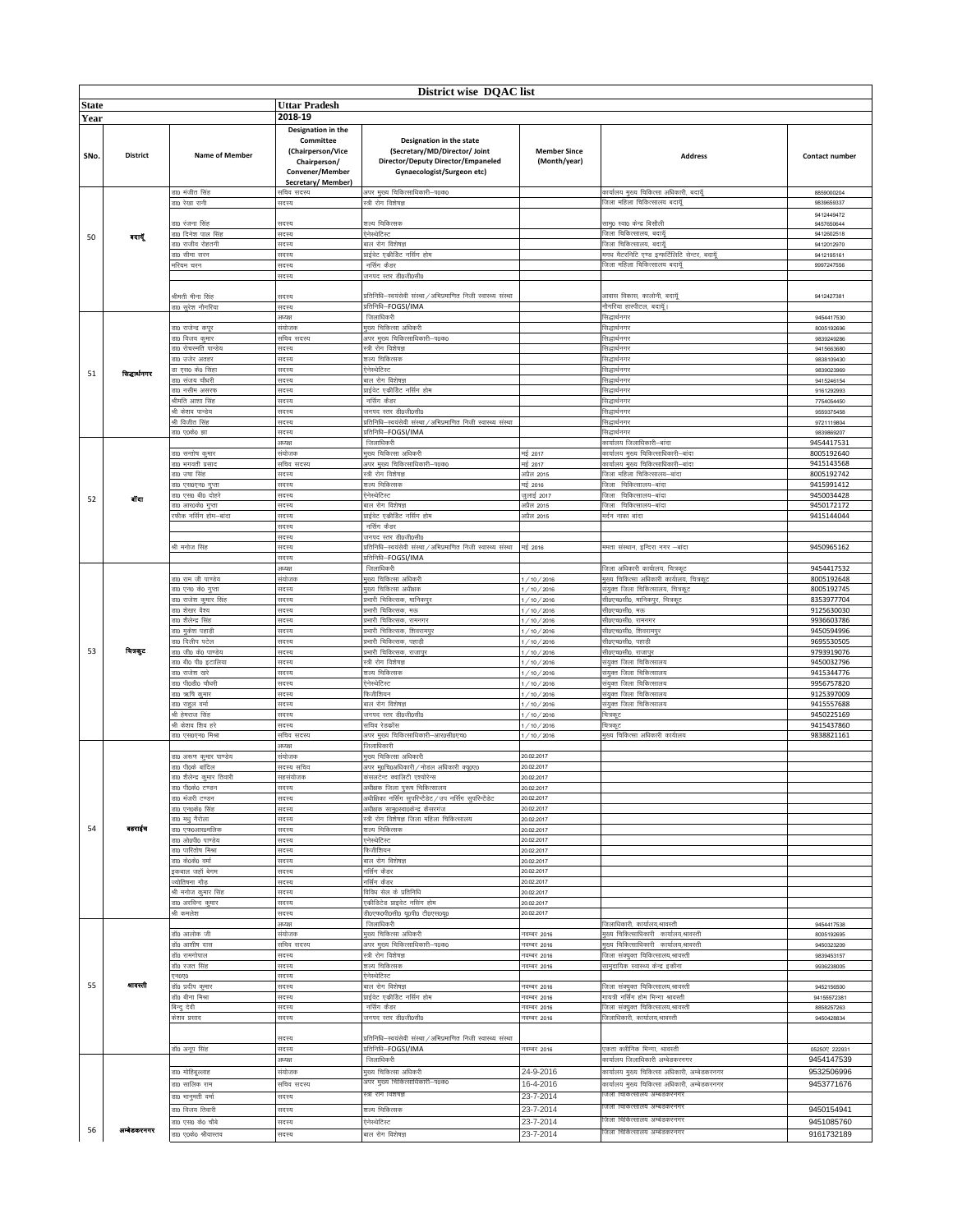# District wise DQAC list

| State | | | Uttar Pradesh | | | | |
|---|---|---|---|---|---|---|---|
| Year | | | 2018-19 | | | | |
| SNo. | District | Name of Member | Designation in the Committee (Chairperson/Vice Chairperson/ Convener/Member Secretary/ Member) | Designation in the state (Secretary/MD/Director/ Joint Director/Deputy Director/Empaneled Gynaecologist/Surgeon etc) | Member Since (Month/year) | Address | Contact number |
| 50 | बदायूँ | डा0 मंजीत सिंह | सचिव सदस्य | अपर मुख्य चिकित्साधिकारी–प0क0 | | कार्यालय मुख्य चिकित्सा अधिकारी, बदायूँ | 8859000204 |
| | | डा0 रेखा रानी | सदस्य | स्त्री रोग विशेषज्ञ | | जिला महिला चिकित्सालय बदायूँ | 9839659337 |
| | | डा0 रंजना सिंह | सदस्य | शल्य चिकित्सक | | सामु0 स्वा0 केन्द्र बिसौली | 9412449472 9457650644 |
| | | डा0 दिनेश पाल सिंह | सदस्य | ऐनेस्थेटिस्ट | | जिला चिकित्सालय, बदायूँ | 9412602518 |
| | | डा0 राजीव रोहतगी | सदस्य | बाल रोग विशेषज्ञ | | जिला चिकित्सालय, बदायूँ | 9412012970 |
| | | डा0 सीमा सरन | सदस्य | प्राईवेट एक्रीडिट नर्सिंग होम | | मनव मैटरनिटि एण्ड इन्फर्टिलिटि सेन्टर, बदायूँ | 9412195161 |
| | | मरियम चरन | सदस्य | नर्सिंग कैडर | | जिला महिला चिकित्सालय बदायूँ | 9997247566 |
| | | | सदस्य | जनपद स्तर डी0जी0सी0 | | | |
| | | श्रीमती मीना सिंह | सदस्य | प्रतिनिधि–स्वयंसेवी संस्था/अभिप्रमाणित निजी स्वास्थ्य संस्था | | आवास विकास, कालोनी, बदायूँ | 9412427381 |
| | | डा0 सुरेश नौगरिया | सदस्य | प्रतिनिधि–FOGSI/IMA | | नौगरिया हास्पीटल, बदायूँ। | |
| 51 | सिद्धार्थनगर | | अध्यक्ष | जिलाधिकारी | | सिद्धार्थनगर | 9454417530 |
| | | डा0 राजेन्द्र कपूर | संयोजक | मुख्य चिकित्सा अधिकारी | | सिद्धार्थनगर | 8005192696 |
| | | डा0 विजय कुमार | सचिव सदस्य | अपर मुख्य चिकित्साधिकारी–प0क0 | | सिद्धार्थनगर | 9839249286 |
| | | डा0 रीचस्मति पाण्डेय | सदस्य | स्त्री रोग विशेषज्ञ | | सिद्धार्थनगर | 9415663680 |
| | | डा0 उजेर अतहर | सदस्य | शल्य चिकित्सक | | सिद्धार्थनगर | 9838109430 |
| | | डा एस0 के0 सिंहा | सदस्य | ऐनेस्थेटिस्ट | | सिद्धार्थनगर | 9839023969 |
| | | डा0 संजय चौधरी | सदस्य | बाल रोग विशेषज्ञ | | सिद्धार्थनगर | 9415246154 |
| | | डा0 नसीम असरफ | सदस्य | प्राईवेट एक्रीडिट नर्सिंग होम | | सिद्धार्थनगर | 9161292993 |
| | | श्रीमति आशा सिंह | सदस्य | नर्सिंग कैडर | | सिद्धार्थनगर | 7754054450 |
| | | श्री केशव पाण्डेय | सदस्य | जनपद स्तर डी0जी0सी0 | | सिद्धार्थनगर | 9559375458 |
| | | श्री विजीत सिंह | सदस्य | प्रतिनिधि–स्वयंसेवी संस्था/अभिप्रमाणित निजी स्वास्थ्य संस्था | | सिद्धार्थनगर | 9721119804 |
| | | डा0 ए0के0 झा | सदस्य | प्रतिनिधि–FOGSI/IMA | | सिद्धार्थनगर | 9839869207 |
| 52 | बाँदा | | अध्यक्ष | जिलाधिकारी | | कार्यालय जिलाधिकारी–बांदा | 9454417531 |
| | | डा0 सन्तोष कुमार | संयोजक | मुख्य चिकित्सा अधिकारी | मई 2017 | कार्यालय मुख्य चिकित्साधिकारी–बांदा | 8005192640 |
| | | डा0 भगवती प्रसाद | सचिव सदस्य | अपर मुख्य चिकित्साधिकारी–प0क0 | मई 2017 | कार्यालय मुख्य चिकित्साधिकारी–बांदा | 9415143568 |
| | | डा0 उषा सिंह | सदस्य | स्त्री रोग विशेषज्ञ | अप्रैल 2015 | जिला महिला चिकित्सालय–बांदा | 8005192742 |
| | | डा0 एस0एन0 गुप्ता | सदस्य | शल्य चिकित्सक | मई 2016 | जिला चिकित्सालय–बांदा | 9415991412 |
| | | डा0 एस0 बी0 दोहरे | सदस्य | ऐनेस्थेटिस्ट | जुलाई 2017 | जिला चिकित्सालय–बांदा | 9450034428 |
| | | डा0 आर0के0 गुप्ता | सदस्य | बाल रोग विशेषज्ञ | अप्रैल 2015 | जिला चिकित्सालय–बांदा | 9450172172 |
| | | रफीक नर्सिंग होम–बांदा | सदस्य | प्राईवेट एक्रीडिट नर्सिंग होम | अप्रैल 2015 | मर्दन नाका बांदा | 9415144044 |
| | | | सदस्य | नर्सिंग कैडर | | | |
| | | | सदस्य | जनपद स्तर डी0जी0सी0 | | | |
| | | श्री मनोज सिंह | सदस्य | प्रतिनिधि–स्वयंसेवी संस्था/अभिप्रमाणित निजी स्वास्थ्य संस्था | मई 2016 | ममता संस्थान, इन्दिरा नगर –बांदा | 9450965162 |
| | | | सदस्य | प्रतिनिधि–FOGSI/IMA | | | |
| 53 | चित्रकूट | | अध्यक्ष | जिलाधिकारी | | जिला अधिकारी कार्यालय, चित्रकूट | 9454417532 |
| | | डा0 राम जी पाण्डेय | संयोजक | मुख्य चिकित्सा अधिकारी | 1/10/2016 | मुख्य चिकित्सा अधिकारी कार्यालय, चित्रकूट | 8005192648 |
| | | डा0 एन0 के0 गुप्ता | सदस्य | मुख्य चिकित्सा अधीक्षक | 1/10/2016 | संयुक्त जिला चिकित्सालय, चित्रकूट | 8005192745 |
| | | डा0 राजेश कुमार सिंह | सदस्य | प्रभारी चिकित्सक, मानिकपुर | 1/10/2016 | सी0एच0सी0, मानिकपुर, चित्रकूट | 8353977704 |
| | | डा0 शंखर वैश्य | सदस्य | प्रभारी चिकित्सक, मऊ | 1/10/2016 | सी0एच0सी0, मऊ | 9125630030 |
| | | डा0 शैलेन्द्र सिंह | सदस्य | प्रभारी चिकित्सक, रामनगर | 1/10/2016 | सी0एच0सी0, रामनगर | 9936603786 |
| | | डा0 मुकेश पहाड़ी | सदस्य | प्रभारी चिकित्सक, शिवरामपुर | 1/10/2016 | सी0एच0सी0, शिवरामपुर | 9450594996 |
| | | डा0 दिलीप पटेल | सदस्य | प्रभारी चिकित्सक, पहाड़ी | 1/10/2016 | सी0एच0सी0, पहाड़ी | 9695530505 |
| | | डा0 जी0 के0 पाण्डेय | सदस्य | प्रभारी चिकित्सक, राजापुर | 1/10/2016 | सी0एच0सी0, राजापुर | 9793919076 |
| | | डा0 बी0 पी0 इटालिया | सदस्य | स्त्री रोग विशेषज्ञ | 1/10/2016 | संयुक्त जिला चिकित्सालय | 9450032796 |
| | | डा0 राजेश खरे | सदस्य | शल्य चिकित्सक | 1/10/2016 | संयुक्त जिला चिकित्सालय | 9415344776 |
| | | डा0 पी0डी0 चौधरी | सदस्य | ऐनेस्थेटिस्ट | 1/10/2016 | संयुक्त जिला चिकित्सालय | 9956757820 |
| | | डा0 ऋषि कुमार | सदस्य | फिजीशियन | 1/10/2016 | संयुक्त जिला चिकित्सालय | 9125397009 |
| | | डा0 राहुल वर्मा | सदस्य | बाल रोग विशेषज्ञ | 1/10/2016 | संयुक्त जिला चिकित्सालय | 9415557688 |
| | | श्री हेमराज सिंह | सदस्य | जनपद स्तर डी0जी0सी0 | 1/10/2016 | चित्रकूट | 9450225169 |
| | | श्री केशव शिव हरे | सदस्य | सचिव रेडक्रॉस | 1/10/2016 | चित्रकूट | 9415437860 |
| | | डा0 एस0एन0 मिश्रा | सचिव सदस्य | अपर मुख्य चिकित्साधिकारी–आर0सी0एच0 | 1/10/2016 | मुख्य चिकित्सा अधिकारी कार्यालय | 9838821161 |
| 54 | बहराईच | | अध्यक्ष | जिलाधिकारी | | | |
| | | डा0 अरूण कुमार पाण्डेय | संयोजक | मुख्य चिकित्सा अधिकारी | 20.02.2017 | | |
| | | डा0 पी0के0 बांदिल | सदस्य सचिव | अपर मु0चि0अधिकारी/नोडल अधिकारी क्यू0ए0 | 20.02.2017 | | |
| | | डा0 शैलेन्द्र कुमार तिवारी | सहसंयोजक | कंसलटेन्ट क्वालिटी एश्योरेन्स | 20.02.2017 | | |
| | | डा0 पी0के0 टण्डन | सदस्य | अधीक्षक जिला पुरूष चिकित्सालय | 20.02.2017 | | |
| | | डा0 मंजरी टण्डन | सदस्य | अधीक्षिका नर्सिंग सुपरिन्टेडेट/उप नर्सिंग सुपरिन्टेडेट | 20.02.2017 | | |
| | | डा0 एन0के0 सिंह | सदस्य | अधीक्षक सामु0स्वा0केन्द्र कैसरगंज | 20.02.2017 | | |
| | | डा0 मधु गैरोला | सदस्य | स्त्री रोग विशेषज्ञ जिला महिला चिकित्सालय | 20.02.2017 | | |
| | | डा0 एम0आर0मलिक | सदस्य | शल्य चिकित्सक | 20.02.2017 | | |
| | | डा0 ओ0पी0 पाण्डेय | सदस्य | ऐनेस्थेटिस्ट | 20.02.2017 | | |
| | | डा0 पारितोष मिश्रा | सदस्य | फिजीशियन | 20.02.2017 | | |
| | | डा0 के0के0 वर्मा | सदस्य | बाल रोग विशेषज्ञ | 20.02.2017 | | |
| | | इकबाल जहाँ बेगम | सदस्य | नर्सिंग कैडर | 20.02.2017 | | |
| | | ज्योतिषना गौड़ | सदस्य | नर्सिंग कैडर | 20.02.2017 | | |
| | | श्री मनोज कुमार सिंह | सदस्य | विधिक सेल के प्रतिनिधि | 20.02.2017 | | |
| | | डा0 अरविन्द कुमार | सदस्य | एक्रीडिटेड प्राइवेट नर्सिंग होम | 20.02.2017 | | |
| | | श्री कमलेश | सदस्य | डी0एफ0पी0सी0 यू0पी0 टी0एस0यू0 | 20.02.2017 | | |
| 55 | श्रावस्ती | | अध्यक्ष | जिलाधिकारी | | जिलाधिकारी, कार्यालय,श्रावस्ती | 9454417538 |
| | | डॉ0 आलोक जी | संयोजक | मुख्य चिकित्सा अधिकारी | नवम्बर 2016 | मुख्य चिकित्साधिकारी कार्यालय,श्रावस्ती | 8005192695 |
| | | डॉ0 आशीष दास | सचिव सदस्य | अपर मुख्य चिकित्साधिकारी–प0क0 | नवम्बर 2016 | मुख्य चिकित्साधिकारी कार्यालय,श्रावस्ती | 9450323209 |
| | | डॉ0 रामगोपाल | सदस्य | स्त्री रोग विशेषज्ञ | नवम्बर 2016 | जिला संयुक्त चिकित्सालय,श्रावस्ती | 9839463157 |
| | | डॉ0 रजत सिंह | सदस्य | शल्य चिकित्सक | नवम्बर 2016 | सामुदायिक स्वास्थ्य केन्द्र इकौना | 9936238005 |
| | | एन0ए0 | सदस्य | ऐनेस्थेटिस्ट | | | |
| | | डॉ0 प्रदीप कुमार | सदस्य | बाल रोग विशेषज्ञ | नवम्बर 2016 | जिला संयुक्त चिकित्सालय,श्रावस्ती | 9452156600 |
| | | डॉ0 बीना मिश्रा | सदस्य | प्राईवेट एक्रीडिट नर्सिंग होम | नवम्बर 2016 | गायत्री नर्सिंग होम भिन्गा श्रावस्ती | 94155572381 |
| | | बिन्दू देवी | सदस्य | नर्सिंग कैडर | नवम्बर 2016 | जिला संयुक्त चिकित्सालय,श्रावस्ती | 8858257263 |
| | | केशव प्रसाद | सदस्य | जनपद स्तर डी0जी0सी0 | नवम्बर 2016 | जिलाधिकारी, कार्यालय,श्रावस्ती | 9450428834 |
| | | | सदस्य | प्रतिनिधि–स्वयंसेवी संस्था/अभिप्रमाणित निजी स्वास्थ्य संस्था | | | |
| | | डॉ0 अनूप सिंह | सदस्य | प्रतिनिधि–FOGSI/IMA | नवम्बर 2016 | एकता क्लीनिक भिन्गा, श्रावस्ती | 05250ए 222931 |
| 56 | अम्बेडकरनगर | | अध्यक्ष | जिलाधिकारी | | कार्यालय जिलाधिकारी अम्बेडकरनगर | 9454147539 |
| | | डा0 मोहिबुल्लाह | संयोजक | मुख्य चिकित्सा अधिकारी | 24-9-2016 | कार्यालय मुख्य चिकित्सा अधिकारी, अम्बेडकरनगर | 9532506996 |
| | | डा0 सालिक राम | सचिव सदस्य | अपर मुख्य चिकित्साधिकारी–प0क0 | 16-4-2016 | कार्यालय मुख्य चिकित्सा अधिकारी, अम्बेडकरनगर | 9453771676 |
| | | डा0 भानुमती वर्मा | सदस्य | स्त्री रोग विशेषज्ञ | 23-7-2014 | जिला चिकित्सालय अम्बेडकरनगर | |
| | | डा0 विजय तिवारी | सदस्य | शल्य चिकित्सक | 23-7-2014 | जिला चिकित्सालय अम्बेडकरनगर | 9450154941 |
| | | डा0 एस0 के0 चौबे | सदस्य | ऐनेस्थेटिस्ट | 23-7-2014 | जिला चिकित्सालय अम्बेडकरनगर | 9451085760 |
| | | डा0 ए0के0 श्रीवास्तव | सदस्य | बाल रोग विशेषज्ञ | 23-7-2014 | जिला चिकित्सालय अम्बेडकरनगर | 9161732189 |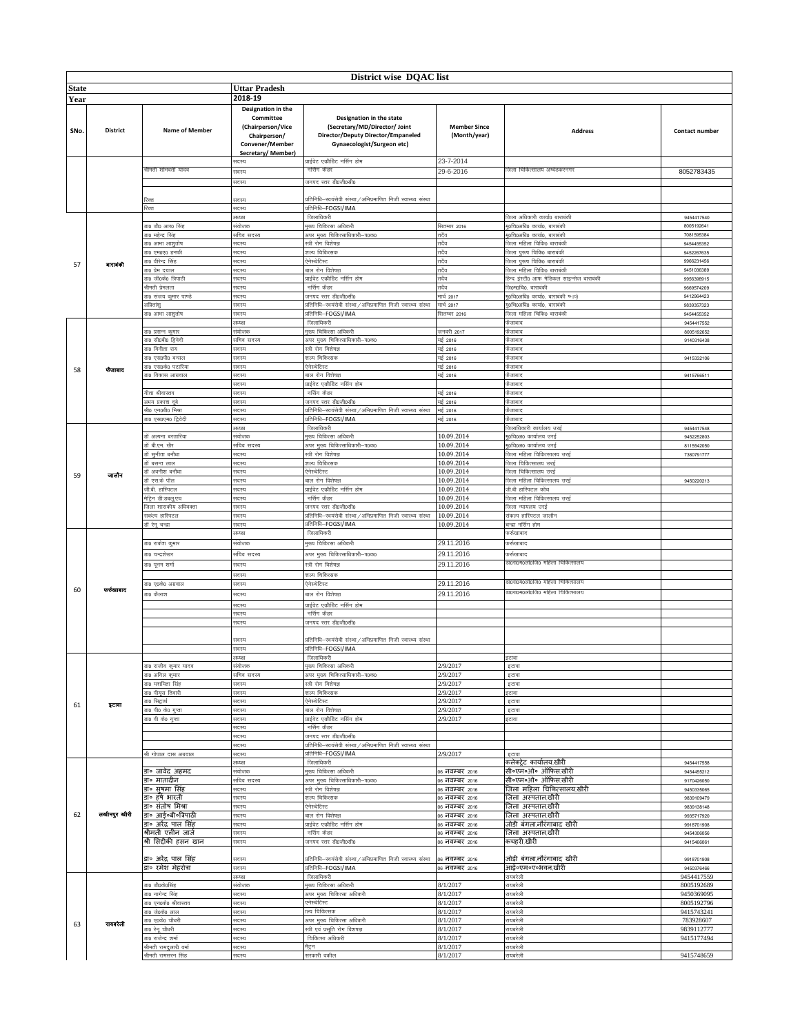# District wise DQAC list

| State | | Uttar Pradesh | | | | | |
|---|---|---|---|---|---|---|---|
| Year | | 2018-19 | | | | | |
| SNo. | District | Name of Member | Designation in the Committee (Chairperson/Vice Chairperson/ Convener/Member Secretary/ Member) | Designation in the state (Secretary/MD/Director/ Joint Director/Deputy Director/Empaneled Gynaecologist/Surgeon etc) | Member Since (Month/year) | Address | Contact number |
| | | | सदस्य | प्राईवेट एकीडिट नर्सिंग होम | 23-7-2014 | | |
| | | श्रीमती शाभवती यादव | सदस्य | नर्सिंग कैडर | 29-6-2016 | जिला चिकित्सालय अम्बेडकरनगर | 8052783435 |
| | | | सदस्य | जनपद स्तर डी0जी0सी0 | | | |
| | | रिक्त | सदस्य | प्रतिनिधि–स्वयंसेवी संस्था/अभिप्रमाणित निजी स्वास्थ्य संस्था | | | |
| | | रिक्त | सदस्य | प्रतिनिधि–FOGSI/IMA | | | |
| 57 | बाराबंकी | | अध्यक्ष | जिलाधिकारी | | जिला अधिकारी कार्या0 बाराबंकी | 9454417540 |
| | | डा0 डी0 आर0 सिंह | संयोजक | मुख्य चिकित्सा अधिकारी | सितम्बर 2016 | मु0चि0अधि0 कार्या0, बाराबंकी | 8005192641 |
| | | डा0 महेन्द्र सिंह | सचिव सदस्य | अपर मुख्य चिकित्साधिकारी–प0क0 | तदैव | मु0चि0अधि0 कार्या0, बाराबंकी | 7081595384 |
| | | डा0 आभा आशुतोष | सदस्य | स्त्री रोग विशेषज्ञ | तदैव | जिला महिला चिकि0 बाराबंकी | 9454455352 |
| | | डा0 एम0ए0 हनफी | सदस्य | शल्य चिकित्सक | तदैव | जिला पुरुष चिकि0 बाराबंकी | 9452267635 |
| | | डा0 वीरेन्द्र सिंह | सदस्य | ऐनेस्थेटिस्ट | तदैव | जिला पुरुष चिकि0 बाराबंकी | 9966231456 |
| | | डा0 प्रेम दयाल | सदस्य | बाल रोग विशेषज्ञ | तदैव | जिला महिला चिकि0 बाराबंकी | 9451036389 |
| | | डा0 जी0के0 त्रिपाठी | सदस्य | प्राईवेट एकीडिट नर्सिंग होम | तदैव | हिन्द इंस्टी0 आफ मेडिकल साइन्सेज बाराबंकी | 9956398915 |
| | | श्रीमती प्रेमलता | सदस्य | नर्सिंग कैडर | तदैव | जि0म0चि0, बाराबंकी | 9669574209 |
| | | डा0 संजय कुमार पाण्डे | सदस्य | जनपद स्तर डी0जी0सी0 | मार्च 2017 | मु0चि0अधि0 कार्या0, बाराबंकी ५०) | 9412964423 |
| | | अंशिताशु | सदस्य | प्रतिनिधि–स्वयंसेवी संस्था/अभिप्रमाणित निजी स्वास्थ्य संस्था | मार्च 2017 | मु0चि0अधि0 कार्या0, बाराबंकी | 9839357323 |
| | | डा0 आभा आशुतोष | सदस्य | प्रतिनिधि–FOGSI/IMA | सितम्बर 2016 | जिला महिला चिकि0 बाराबंकी | 9454455352 |
| 58 | फैजाबाद | | अध्यक्ष | जिलाधिकारी | | फैजाबाद | 9454417552 |
| | | डा0 प्रसन्न कुमार | संयोजक | मुख्य चिकित्सा अधिकारी | जनवरी 2017 | फैजाबाद | 8005192652 |
| | | डा0 सी0बी0 द्विवेदी | सचिव सदस्य | अपर मुख्य चिकित्साधिकारी–प0क0 | मई 2016 | फैजाबाद | 9140316438 |
| | | डा0 विनीता राय | सदस्य | स्त्री रोग विशेषज्ञ | मई 2016 | फैजाबाद | |
| | | डा0 एस0पी0 बन्सल | सदस्य | शल्य चिकित्सक | मई 2016 | फैजाबाद | 9415332106 |
| | | डा0 एस0के0 पटारिया | सदस्य | ऐनेस्थेटिस्ट | मई 2016 | फैजाबाद | |
| | | डा0 विकास आग्रवाल | सदस्य | बाल रोग विशेषज्ञ | मई 2016 | फैजाबाद | 9415766611 |
| | | | सदस्य | प्राईवेट एकीडिट नर्सिंग होम | | फैजाबाद | |
| | | गीता श्रीवास्तव | सदस्य | नर्सिंग कैडर | मई 2016 | फैजाबाद | |
| | | अभय प्रकाश दुबे | सदस्य | जनपद स्तर डी0जी0सी0 | मई 2016 | फैजाबाद | |
| | | श्री0 एन0बी0 मिश्रा | सदस्य | प्रतिनिधि–स्वयंसेवी संस्था/अभिप्रमाणित निजी स्वास्थ्य संस्था | मई 2016 | फैजाबाद | |
| | | डा0 एस0एन0 द्विवेदी | सदस्य | प्रतिनिधि–FOGSI/IMA | मई 2016 | फैजाबाद | |
| 59 | जालौन | | अध्यक्ष | जिलाधिकारी | | जिलाधिकारी कार्यालय उरई | 9454417548 |
| | | डॉ अल्पना बरतारिया | संयोजक | मुख्य चिकित्सा अधिकारी | 10.09.2014 | मु0चि0अ0 कार्यालय उरई | 9452252803 |
| | | डॉ बी.एम. खैर | सचिव सदस्य | अपर मुख्य चिकित्साधिकारी–प0क0 | 10.09.2014 | मु0चि0अ0 कार्यालय उरई | 8115542050 |
| | | डॉ सुनीता बनौधा | सदस्य | स्त्री रोग विशेषज्ञ | 10.09.2014 | जिला महिला चिकित्सालय उरई | 7380791777 |
| | | डॉ बसन्त लाल | सदस्य | शल्य चिकित्सक | 10.09.2014 | जिला चिकित्सालय उरई | |
| | | डॉ अवनीश बनौधा | सदस्य | ऐनेस्थेटिस्ट | 10.09.2014 | जिला चिकित्सालय उरई | |
| | | डॉ एस.के. पॉल | सदस्य | बाल रोग विशेषज्ञ | 10.09.2014 | जिला महिला चिकित्सालय उरई | 9450220213 |
| | | जी.बी. हास्पिटल | सदस्य | प्राईवेट एकीडिट नर्सिंग होम | 10.09.2014 | जी.बी. हास्पिटल कोंच | |
| | | मेट्रन डी.डब्लू.एच | सदस्य | नर्सिंग कैडर | 10.09.2014 | जिला महिला चिकित्सालय उरई | |
| | | जिला शासकीय अधिवक्ता | सदस्य | जनपद स्तर डी0जी0सी0 | 10.09.2014 | जिला न्यायालय उरई | |
| | | सकल्प हास्पिटल | सदस्य | प्रतिनिधि–स्वयंसेवी संस्था/अभिप्रमाणित निजी स्वास्थ्य संस्था | 10.09.2014 | संकल्प हास्पिटल जालौन | |
| | | डॉ रेनू चन्द्रा | सदस्य | प्रतिनिधि–FOGSI/IMA | 10.09.2014 | चन्द्रा नर्सिंग होम | |
| 60 | फर्रुखाबाद | | अध्यक्ष | जिलाधिकारी | | फर्रुखाबाद | |
| | | डा0 राकेश कुमार | संयोजक | मुख्य चिकित्सा अधिकारी | 29.11.2016 | फर्रुखाबाद | |
| | | डा0 चन्द्रशेखर | सचिव सदस्य | अपर मुख्य चिकित्साधिकारी–प0क0 | 29.11.2016 | फर्रुखाबाद | |
| | | डा0 पूनम शर्मा | सदस्य | स्त्री रोग विशेषज्ञ | 29.11.2016 | डा0रा0म0लो0चि0 महिला चिकित्सालय | |
| | | | सदस्य | शल्य चिकित्सक | | | |
| | | डा0 ए0के0 अग्रवाल | सदस्य | ऐनेस्थेटिस्ट | 29.11.2016 | डा0रा0म0लो0चि0 महिला चिकित्सालय | |
| | | डा0 कैलाश | सदस्य | बाल रोग विशेषज्ञ | 29.11.2016 | डा0रा0म0लो0चि0 महिला चिकित्सालय | |
| | | | सदस्य | प्राईवेट एकीडिट नर्सिंग होम | | | |
| | | | सदस्य | नर्सिंग कैडर | | | |
| | | | सदस्य | जनपद स्तर डी0जी0सी0 | | | |
| | | | सदस्य | प्रतिनिधि–स्वयंसेवी संस्था/अभिप्रमाणित निजी स्वास्थ्य संस्था | | | |
| | | | सदस्य | प्रतिनिधि–FOGSI/IMA | | | |
| 61 | इटावा | | अध्यक्ष | जिलाधिकारी | | इटावा | |
| | | डा0 राजीव कुमार यादव | संयोजक | मुख्य चिकित्सा अधिकारी | 2/9/2017 | इटावा | |
| | | डा0 अनिल कुमार | सचिव सदस्य | अपर मुख्य चिकित्साधिकारी–प0क0 | 2/9/2017 | इटावा | |
| | | डा0 प्रशस्ति सिंह | सदस्य | स्त्री रोग विशेषज्ञ | 2/9/2017 | इटावा | |
| | | डा0 पीयूस तिवारी | सदस्य | शल्य चिकित्सक | 2/9/2017 | इटावा | |
| | | डा0 सिद्धार्थ | सदस्य | ऐनेस्थेटिस्ट | 2/9/2017 | इटावा | |
| | | डा0 पी0 के0 गुप्ता | सदस्य | बाल रोग विशेषज्ञ | 2/9/2017 | इटावा | |
| | | डा0 वी के0 गुप्ता | सदस्य | प्राईवेट एकीडिट नर्सिंग होम | 2/9/2017 | इटावा | |
| | | | सदस्य | नर्सिंग कैडर | | | |
| | | | सदस्य | जनपद स्तर डी0जी0सी0 | | | |
| | | | सदस्य | प्रतिनिधि–स्वयंसेवी संस्था/अभिप्रमाणित निजी स्वास्थ्य संस्था | | | |
| | | श्री गोपाल दास अग्रवाल | सदस्य | प्रतिनिधि–FOGSI/IMA | 2/9/2017 | इटावा | |
| 62 | लखीमपुर खीरी | | अध्यक्ष | जिलाधिकारी | | कलेक्ट्रेट कार्यालय खीरी | 9454417558 |
| | | डा० जावेद अहमद | संयोजक | मुख्य चिकित्सा अधिकारी | 06 नवम्बर 2016 | सी०एम०ओ० ऑफिस खीरी | 9454455312 |
| | | डा० मातादीन | सचिव सदस्य | अपर मुख्य चिकित्साधिकारी–प0क0 | 06 नवम्बर 2016 | सी०एम०ओ० ऑफिस खीरी | 9170426050 |
| | | डा० सुषमा सिंह | सदस्य | स्त्री रोग विशेषज्ञ | 06 नवम्बर 2016 | जिला महिला चिकित्सालय खीरी | 9450335065 |
| | | डा० हर्ष भारती | सदस्य | शल्य चिकित्सक | 06 नवम्बर 2016 | जिला अस्पताल खीरी | 9839109479 |
| | | डा० संतोष मिश्रा | सदस्य | ऐनेस्थेटिस्ट | 06 नवम्बर 2016 | जिला अस्पताल खीरी | 9839138148 |
| | | डा० आई०बी०त्रिपाठी | सदस्य | बाल रोग विशेषज्ञ | 06 नवम्बर 2016 | जिला अस्पताल खीरी | 9935717920 |
| | | डा० अरविंद्र पाल सिंह | सदस्य | प्राईवेट एकीडिट नर्सिंग होम | 06 नवम्बर 2016 | जोड़ी बंगला नौरंगाबाद खीरी | 9918701908 |
| | | श्रीमती एलीन जार्ज | सदस्य | नर्सिंग कैडर | 06 नवम्बर 2016 | जिला अस्पताल खीरी | 9454306056 |
| | | श्री सिद्दीकी हसन खान | सदस्य | जनपद स्तर डी0जी0सी0 | 06 नवम्बर 2016 | कचहरी खीरी | 9415466061 |
| | | डा० अरविंद्र पाल सिंह | सदस्य | प्रतिनिधि–स्वयंसेवी संस्था/अभिप्रमाणित निजी स्वास्थ्य संस्था | 06 नवम्बर 2016 | जोड़ी बंगला नौरंगाबाद खीरी | 9918701908 |
| | | डा० रमेश मेहरोत्रा | सदस्य | प्रतिनिधि–FOGSI/IMA | 06 नवम्बर 2016 | आई०एम०ए०भवन खीरी | 9450376466 |
| 63 | रायबरेली | | अध्यक्ष | जिलाधिकारी | | रायबरेली | 9454417559 |
| | | डा0 डी0के0सिंह | संयोजक | मुख्य चिकित्सा अधिकारी | 8/1/2017 | रायबरेली | 8005192689 |
| | | डा0 नागेन्द्र सिंह | सदस्य | अपर मुख्य चिकित्सा अधिकारी | 8/1/2017 | रायबरेली | 9450369095 |
| | | डा0 एन0के0 श्रीवास्तव | सदस्य | ऐनेस्थेटिस्ट | 8/1/2017 | रायबरेली | 8005192796 |
| | | डा0 जे0के0 लाल | सदस्य | ल्य चिकित्सक | 8/1/2017 | रायबरेली | 9415743241 |
| | | डा0 ए0के0 चौधरी | सदस्य | अपर मुख्य चिकित्सा अधिकारी | 8/1/2017 | रायबरेली | 783928607 |
| | | डा0 रेनू चौधरी | सदस्य | स्त्री एवं प्रसूति रोग विशषज्ञ | 8/1/2017 | रायबरेली | 9839112777 |
| | | डा0 राजेन्द्र शर्मा | सदस्य | चिकित्सा अधिकारी | 8/1/2017 | रायबरेली | 9415177494 |
| | | श्रीमती रामदुलारी वर्मा | सदस्य | मैट्रन | 8/1/2017 | रायबरेली | |
| | | श्रीमती रामसरन सिंह | सदस्य | सरकारी वकील | 8/1/2017 | रायबरेली | 9415748659 |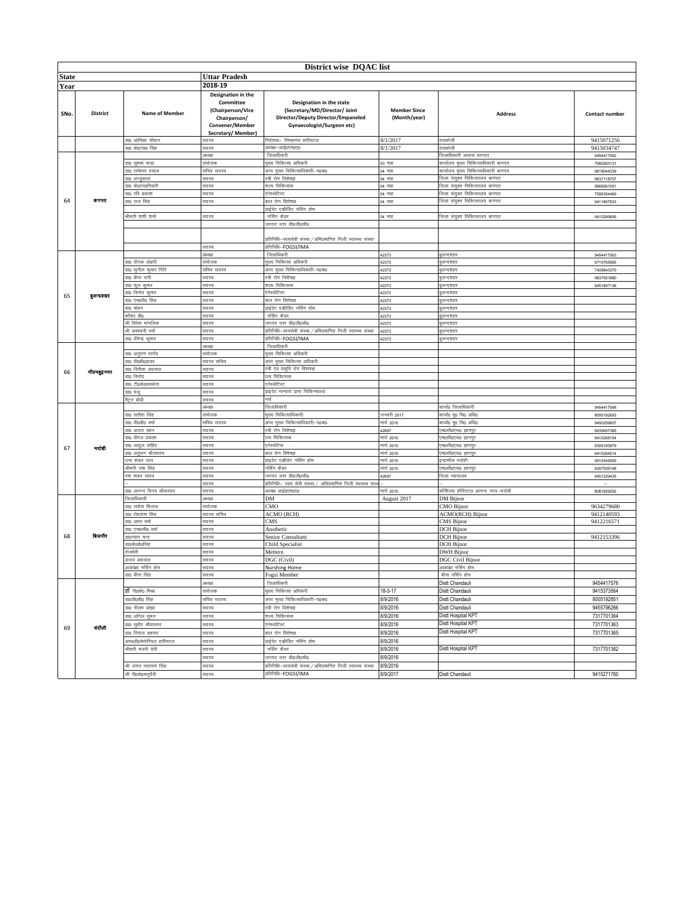| District wise DQAC list | | | | | | | |
|---|---|---|---|---|---|---|---|
| State | | Uttar Pradesh | | | | | |
| Year | | 2018-19 | | | | | |
| SNo. | District | Name of Member | Designation in the Committee (Chairperson/Vice Chairperson/ Convener/Member Secretary/ Member) | Designation in the state (Secretary/MD/Director/ Joint Director/Deputy Director/Empaneled Gynaecologist/Surgeon etc) | Member Since (Month/year) | Address | Contact number |
| | | डा0 ओमिका चौहान | सदस्य | निदेशक– सिम्हनस हास्पिटल | 8/1/2017 | रायबरेली | 9415071256 |
| | | डा0 के0एस0 सिंह | सदस्य | अध्यक्ष–आई0एम0ए0 | 8/1/2017 | रायबरेली | 9415034747 |
| 64 | बागपत | | अध्यक्ष | जिलाधिकारी | | जिलाधिकारी आवास बागपत | 9454417562 |
| | | डा0 सुषमा चन्द्रा | संयोजक | मुख्य चिकित्सा अधिकारी | 03 माह | कार्यालय मुख्य चिकित्साधिकारी बागपत | 7060263131 |
| | | डा0 रामेश्वर दयाल | सचिव सदस्य | अपर मुख्य चिकित्साधिकारी–प0क0 | 04 माह | कार्यालय मुख्य चिकित्साधिकारी बागपत | 9818044339 |
| | | डा0 अन्जुबाला | सदस्य | स्त्री रोग विशेषज्ञ | 04 माह | जिला संयुक्त चिकित्सालय बागपत | 9837118757 |
| | | डा0 के0एन0तिवारी | सदस्य | शल्य चिकित्सक | 04 माह | जिला संयुक्त चिकित्सालय बागपत | 9868561051 |
| | | डा0 रवि प्रकाश | सदस्य | ऐनेस्थेटिस्ट | 04 माह | जिला संयुक्त चिकित्सालय बागपत | 7599354469 |
| | | डा0 राज सिंह | सदस्य | बाल रोग विशेषज्ञ | 04 माह | जिला संयुक्त चिकित्सालय बागपत | 9411867833 |
| | | | | प्राईवेट एक्रीडिट नर्सिंग होम | | | |
| | | श्रीमती शशी शर्मा | सदस्य | नर्सिंग कैडर | 04 माह | जिला संयुक्त चिकित्सालय बागपत | 9410285656 |
| | | | | जनपद स्तर डी0जी0सी0 | | | |
| | | | | प्रतिनिधि–स्वयंसेवी संस्था/अभिप्रमाणित निजी स्वास्थ्य संस्था | | | |
| | | | सदस्य | प्रतिनिधि–FOGSI/IMA | | | |
| 65 | बुलन्दशहर | | अध्यक्ष | जिलाधिकारी | 42373 | बुलन्दशहर | 9454417563 |
| | | डा0 दीपक ओहरी | संयोजक | मुख्य चिकित्सा अधिकारी | 42373 | बुलन्दशहर | 9719755965 |
| | | डा0 सुनील कुमार गिरि | सचिव सदस्य | अपर मुख्य चिकित्साधिकारी–प0क0 | 42373 | बुलन्दशहर | 7409843370 |
| | | डा0 बीना रानी | सदस्य | स्त्री रोग विशेषज्ञ | 42373 | बुलन्दशहर | 9837551880 |
| | | डा0 फूल कुमार | सदस्य | शल्य चिकित्सक | 42373 | बुलन्दशहर | 9451807136 |
| | | डा0 विनोद कुमार | सदस्य | ऐनेस्थेटिस्ट | 42373 | बुलन्दशहर | |
| | | डा0 एम0पी0 सिंह | सदस्य | बाल रोग विशेषज्ञ | 42373 | बुलन्दशहर | |
| | | डा0 मोहन | सदस्य | प्राईवेट एक्रीडिट नर्सिंग होम | 42373 | बुलन्दशहर | |
| | | कौशर बी0 | सदस्य | नर्सिंग कैडर | 42373 | बुलन्दशहर | |
| | | श्री विवेक मांगलिक | सदस्य | जनपद स्तर डी0जी0सी0 | 42373 | बुलन्दशहर | |
| | | श्री अवश्वनी वर्मा | सदस्य | प्रतिनिधि–स्वयंसेवी संस्था/अभिप्रमाणित निजी स्वास्थ्य संस्था | 42373 | बुलन्दशहर | |
| | | डा0 वीरेन्द्र कुमार | सदस्य | प्रतिनिधि–FOGSI/IMA | 42373 | बुलन्दशहर | |
| 66 | गौतमबुद्धनगर | | अध्यक्ष | जिलाधिकारी | | | |
| | | डा0 अनुराग भार्गव | संयोजक | मुख्य चिकित्सा अधिकारी | | | |
| | | डा0 वी0बी0ढाका | सदस्य सचिव | अपर मुख्य चिकित्सा अधिकारी | | | |
| | | डा0 विनीता अग्रवाल | सदस्य | स्त्री एवं प्रसूति रोग विशषज्ञ | | | |
| | | डा0 विनोद | सदस्य | ल्य चिकित्सक | | | |
| | | डा0 टी0के0सक्सेना | सदस्य | एनेस्थेटिस्ट | | | |
| | | डा0 मंजू | सदस्य | प्राइवेट मान्यता प्राप्त चिकित्सालय | | | |
| | | मैट्रन बोबी | सदस्य | नर्स | | | |
| 67 | भदोही | | अध्यक्ष | जिलाधिकारी | | कार्या0 जिलाधिकारी | 9454417568 |
| | | डा0 सतीश सिंह | संयोजक | मुख्य चिकित्साधिकारी | जनवरी 2017 | कार्या0 मु0 चि0 अधि0 | 8005192693 |
| | | डा0 वी0डी0 वर्मा | सचिव सदस्य | अपर मुख्य चिकित्साधिकारी–प0क0 | मार्च 2015 | कार्या0 मु0 चि0 अधि0 | 9450259607 |
| | | डा0 अजरा खान | सदस्य | स्त्री रोग विशेषज्ञ | 42697 | एम0बी0एस0 ज्ञानपुर | 9935657385 |
| | | डा0 धीरज प्रकाश | सदस्य | ल्य चिकित्सक | मार्च 2015 | एम0बी0एस0 ज्ञानपुर | 9415268154 |
| | | डा0 अब्दुल वाहिद | सदस्य | एनेस्थेटिक | मार्च 2015 | एम0बी0एस0 ज्ञानपुर | 9305183979 |
| | | डा0 अनुराग श्रीवास्तव | सदस्य | बाल रोग विशेषज्ञ | मार्च 2015 | एम0बी0एस0 ज्ञानपुर | 9415264514 |
| | | उमा शंकर पाल | सदस्य | प्राइवेट एक्रीडेट नर्सिंग होम | मार्च 2015 | इन्द्रामील भदोही | 9919345000 |
| | | श्रीमती उषा सिंह | सदस्य | नर्सिंग कैडर | मार्च 2015 | एम0बी0एस0 ज्ञानपुर | 9307935148 |
| | | रमा शंकर यादव | सदस्य | जनपद स्तर डी0जी0सी0 | 42697 | जिला न्यायालय | 9451229435 |
| | | – | सदस्य | प्रतिनिधि– स्वयं सेवी संस्था/ अभिप्रमाणित निजी स्वास्थ्य संस्था | – | – | – |
| | | डा0 आनन्द विनय श्रीवास्तव | सदस्य | अध्यक्ष आई0एम0ए0 | मार्च 2015 | कौशिल्या हॉस्पिटल आनन्द नगर–भदोही | 8081829292 |
| 68 | बिजनौर | जिलाधिकारी | अध्यक्ष | DM | August 2017 | DM Bijnor | |
| | | डा0 राकेश मित्तल | संयोजक | CMO | | CMO Bijnor | 9634279680 |
| | | डा0 रोहताश सिंह | सदस्य सचिव | ACMO (RCH) | | ACMO(RCH) Bijnor | 9412140593 |
| | | डा0 आभा वर्मा | सदस्य | CMS | | CMS Bijnor | 9412216571 |
| | | डा0 एस0सी0 वर्मा | सदस्य | Ansthetic | | DCH Bijnor | |
| | | डा0ग्यान चन्द | सदस्य | Senior Consultant | | DCH Bijnor | 9412153396 |
| | | डा0के0के0सिंह | सदस्य | Child Specialist | | DCH Bijnor | |
| | | रोजमेरी | सदस्य | Mettern | | DWH Bijnor | |
| | | अजय अग्रवाल | सदस्य | DGC (Civil) | | DGC Civil Bijnor | |
| | | आकांक्षा नर्सिंग होम | सदस्य | Nurshing Home | | आकांक्षा नर्सिंग होम | |
| | | डा0 बीना सिंह | सदस्य | Fogsi Member | | बीना नर्सिंग होम | |
| 69 | चंदौली | | अध्यक्ष | जिलाधिकारी | | Distt Chandauli | 9454417576 |
| | | डॉ पी0के0 मिश्रा | संयोजक | मुख्य चिकित्सा अधिकारी | 18-3-17 | Distt Chandauli | 9415373564 |
| | | डा0डी0बी0 सिंह | सचिव सदस्य | अपर मुख्य चिकित्साधिकारी–प0क0 | 8/9/2016 | Distt Chandauli | 8005192851 |
| | | डा0 नीलम ओझा | सदस्य | स्त्री रोग विशेषज्ञ | 8/9/2016 | Distt Chandauli | 9455796266 |
| | | डा0 अनिल सुमन | सदस्य | शल्य चिकित्सक | 8/9/2016 | Distt Hospital KPT | 7317701364 |
| | | डा0 सुधीर श्रीवास्तव | सदस्य | ऐनेस्थेटिस्ट | 8/9/2016 | Distt Hospital KPT | 7317701363 |
| | | डा0 रियाज अहमद | सदस्य | बाल रोग विशेषज्ञ | 8/9/2016 | Distt Hospital KPT | 7317701365 |
| | | आर0डी0मेमोरियल हास्पिटल | सदस्य | प्राईवेट एक्रीडिट नर्सिंग होम | 8/9/2016 | | |
| | | श्रीमती मंजरी देवी | सदस्य | नर्सिंग कैडर | 8/9/2016 | Distt Hospital KPT | 7317701382 |
| | | | सदस्य | जनपद स्तर डी0जी0सी0 | 8/9/2016 | | |
| | | श्री जगत नारायण सिंह | सदस्य | प्रतिनिधि–स्वयंसेवी संस्था/अभिप्रमाणित निजी स्वास्थ्य संस्था | 8/9/2016 | | |
| | | श्री पी0के0चतुर्वेदी | सदस्य | प्रतिनिधि–FOGSI/IMA | 8/9/2017 | Distt Chandauli | 9415271760 |